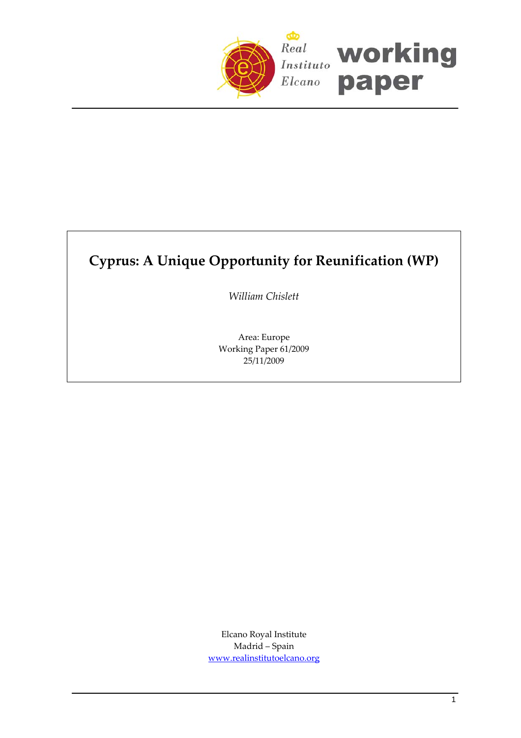Real Instituto Elcano **working paper**

# Cyprus: A Unique Opportunity for Reunification (WP)

*William Chislett*

Area: Europe
Working Paper 61/2009
25/11/2009

Elcano Royal Institute
Madrid – Spain
www.realinstitutoelcano.org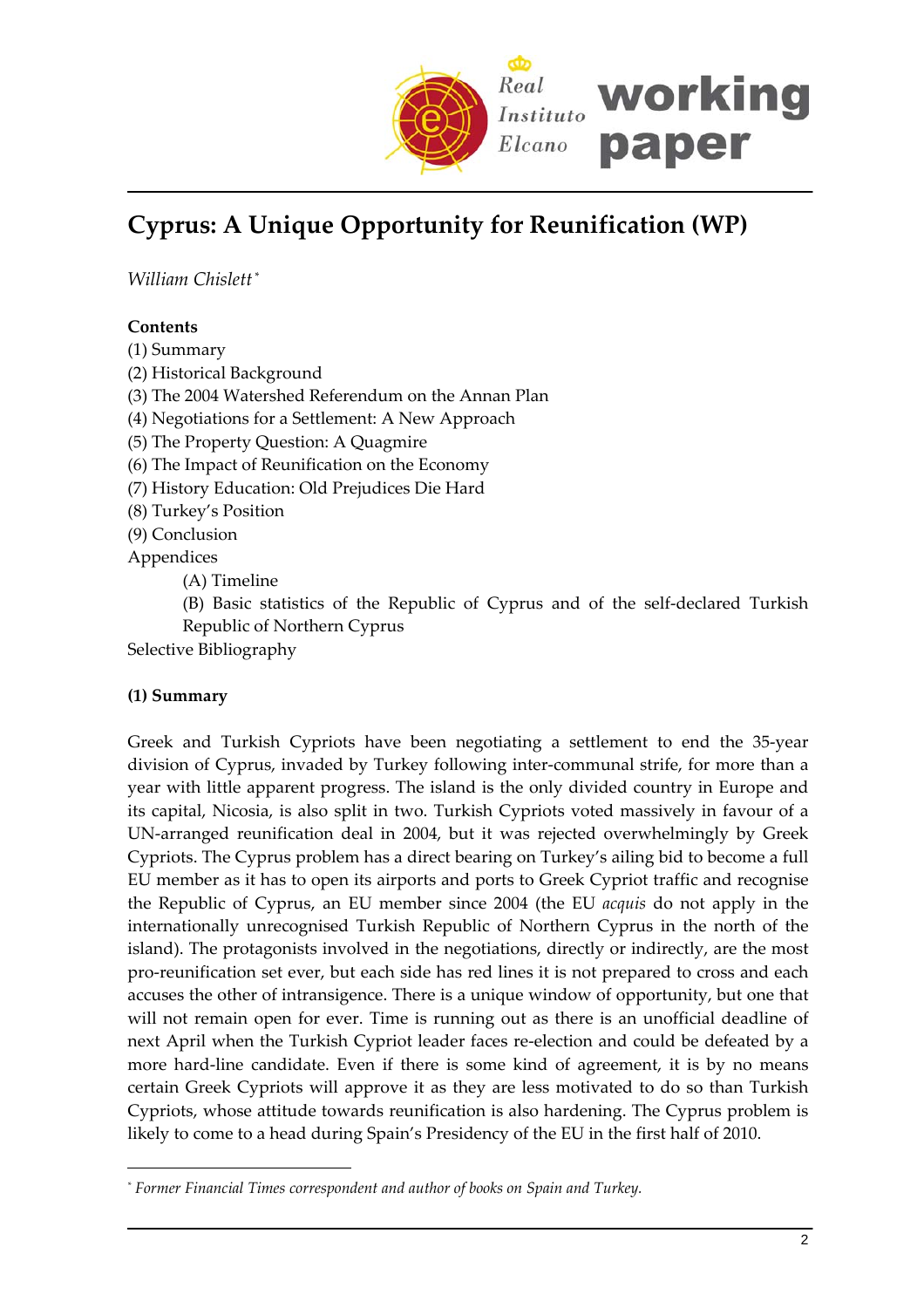# Cyprus: A Unique Opportunity for Reunification (WP)

*William Chislett*[*]

**Contents**

(1) Summary
(2) Historical Background
(3) The 2004 Watershed Referendum on the Annan Plan
(4) Negotiations for a Settlement: A New Approach
(5) The Property Question: A Quagmire
(6) The Impact of Reunification on the Economy
(7) History Education: Old Prejudices Die Hard
(8) Turkey's Position
(9) Conclusion

Appendices

- (A) Timeline
- (B) Basic statistics of the Republic of Cyprus and of the self-declared Turkish Republic of Northern Cyprus

Selective Bibliography

**(1) Summary**

Greek and Turkish Cypriots have been negotiating a settlement to end the 35-year division of Cyprus, invaded by Turkey following inter-communal strife, for more than a year with little apparent progress. The island is the only divided country in Europe and its capital, Nicosia, is also split in two. Turkish Cypriots voted massively in favour of a UN-arranged reunification deal in 2004, but it was rejected overwhelmingly by Greek Cypriots. The Cyprus problem has a direct bearing on Turkey's ailing bid to become a full EU member as it has to open its airports and ports to Greek Cypriot traffic and recognise the Republic of Cyprus, an EU member since 2004 (the EU *acquis* do not apply in the internationally unrecognised Turkish Republic of Northern Cyprus in the north of the island). The protagonists involved in the negotiations, directly or indirectly, are the most pro-reunification set ever, but each side has red lines it is not prepared to cross and each accuses the other of intransigence. There is a unique window of opportunity, but one that will not remain open for ever. Time is running out as there is an unofficial deadline of next April when the Turkish Cypriot leader faces re-election and could be defeated by a more hard-line candidate. Even if there is some kind of agreement, it is by no means certain Greek Cypriots will approve it as they are less motivated to do so than Turkish Cypriots, whose attitude towards reunification is also hardening. The Cyprus problem is likely to come to a head during Spain's Presidency of the EU in the first half of 2010.

---

[*] *Former Financial Times correspondent and author of books on Spain and Turkey.*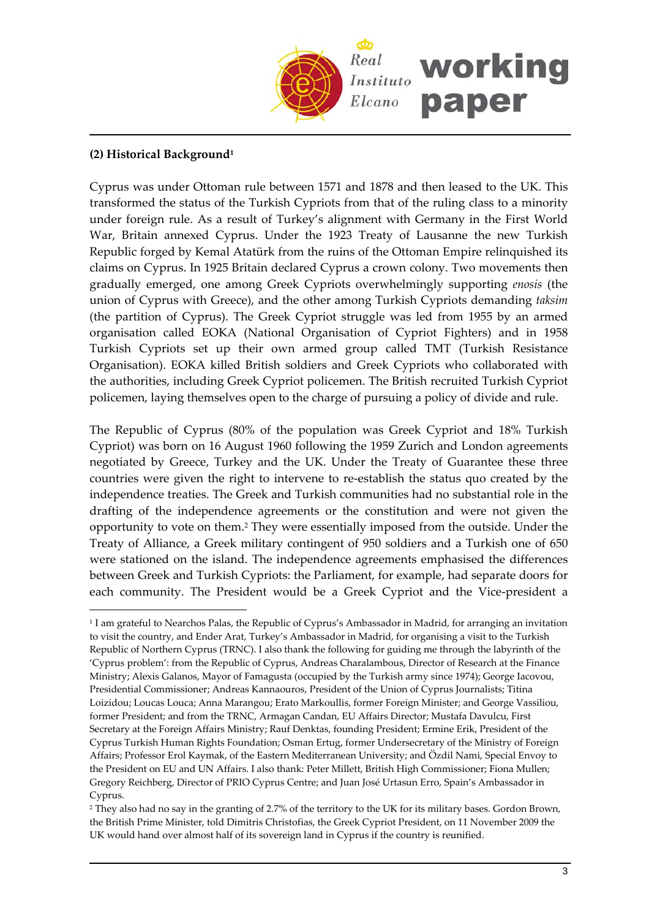### (2) Historical Background[1]

Cyprus was under Ottoman rule between 1571 and 1878 and then leased to the UK. This transformed the status of the Turkish Cypriots from that of the ruling class to a minority under foreign rule. As a result of Turkey's alignment with Germany in the First World War, Britain annexed Cyprus. Under the 1923 Treaty of Lausanne the new Turkish Republic forged by Kemal Atatürk from the ruins of the Ottoman Empire relinquished its claims on Cyprus. In 1925 Britain declared Cyprus a crown colony. Two movements then gradually emerged, one among Greek Cypriots overwhelmingly supporting *enosis* (the union of Cyprus with Greece), and the other among Turkish Cypriots demanding *taksim* (the partition of Cyprus). The Greek Cypriot struggle was led from 1955 by an armed organisation called EOKA (National Organisation of Cypriot Fighters) and in 1958 Turkish Cypriots set up their own armed group called TMT (Turkish Resistance Organisation). EOKA killed British soldiers and Greek Cypriots who collaborated with the authorities, including Greek Cypriot policemen. The British recruited Turkish Cypriot policemen, laying themselves open to the charge of pursuing a policy of divide and rule.

The Republic of Cyprus (80% of the population was Greek Cypriot and 18% Turkish Cypriot) was born on 16 August 1960 following the 1959 Zurich and London agreements negotiated by Greece, Turkey and the UK. Under the Treaty of Guarantee these three countries were given the right to intervene to re-establish the status quo created by the independence treaties. The Greek and Turkish communities had no substantial role in the drafting of the independence agreements or the constitution and were not given the opportunity to vote on them.[2] They were essentially imposed from the outside. Under the Treaty of Alliance, a Greek military contingent of 950 soldiers and a Turkish one of 650 were stationed on the island. The independence agreements emphasised the differences between Greek and Turkish Cypriots: the Parliament, for example, had separate doors for each community. The President would be a Greek Cypriot and the Vice-president a

---

[1] I am grateful to Nearchos Palas, the Republic of Cyprus's Ambassador in Madrid, for arranging an invitation to visit the country, and Ender Arat, Turkey's Ambassador in Madrid, for organising a visit to the Turkish Republic of Northern Cyprus (TRNC). I also thank the following for guiding me through the labyrinth of the 'Cyprus problem': from the Republic of Cyprus, Andreas Charalambous, Director of Research at the Finance Ministry; Alexis Galanos, Mayor of Famagusta (occupied by the Turkish army since 1974); George Iacovou, Presidential Commissioner; Andreas Kannaouros, President of the Union of Cyprus Journalists; Titina Loizidou; Loucas Louca; Anna Marangou; Erato Markoullis, former Foreign Minister; and George Vassiliou, former President; and from the TRNC, Armagan Candan, EU Affairs Director; Mustafa Davulcu, First Secretary at the Foreign Affairs Ministry; Rauf Denktas, founding President; Ermine Erik, President of the Cyprus Turkish Human Rights Foundation; Osman Ertug, former Undersecretary of the Ministry of Foreign Affairs; Professor Erol Kaymak, of the Eastern Mediterranean University; and Özdil Nami, Special Envoy to the President on EU and UN Affairs. I also thank: Peter Millett, British High Commissioner; Fiona Mullen; Gregory Reichberg, Director of PRIO Cyprus Centre; and Juan José Urtasun Erro, Spain's Ambassador in Cyprus.

[2] They also had no say in the granting of 2.7% of the territory to the UK for its military bases. Gordon Brown, the British Prime Minister, told Dimitris Christofias, the Greek Cypriot President, on 11 November 2009 the UK would hand over almost half of its sovereign land in Cyprus if the country is reunified.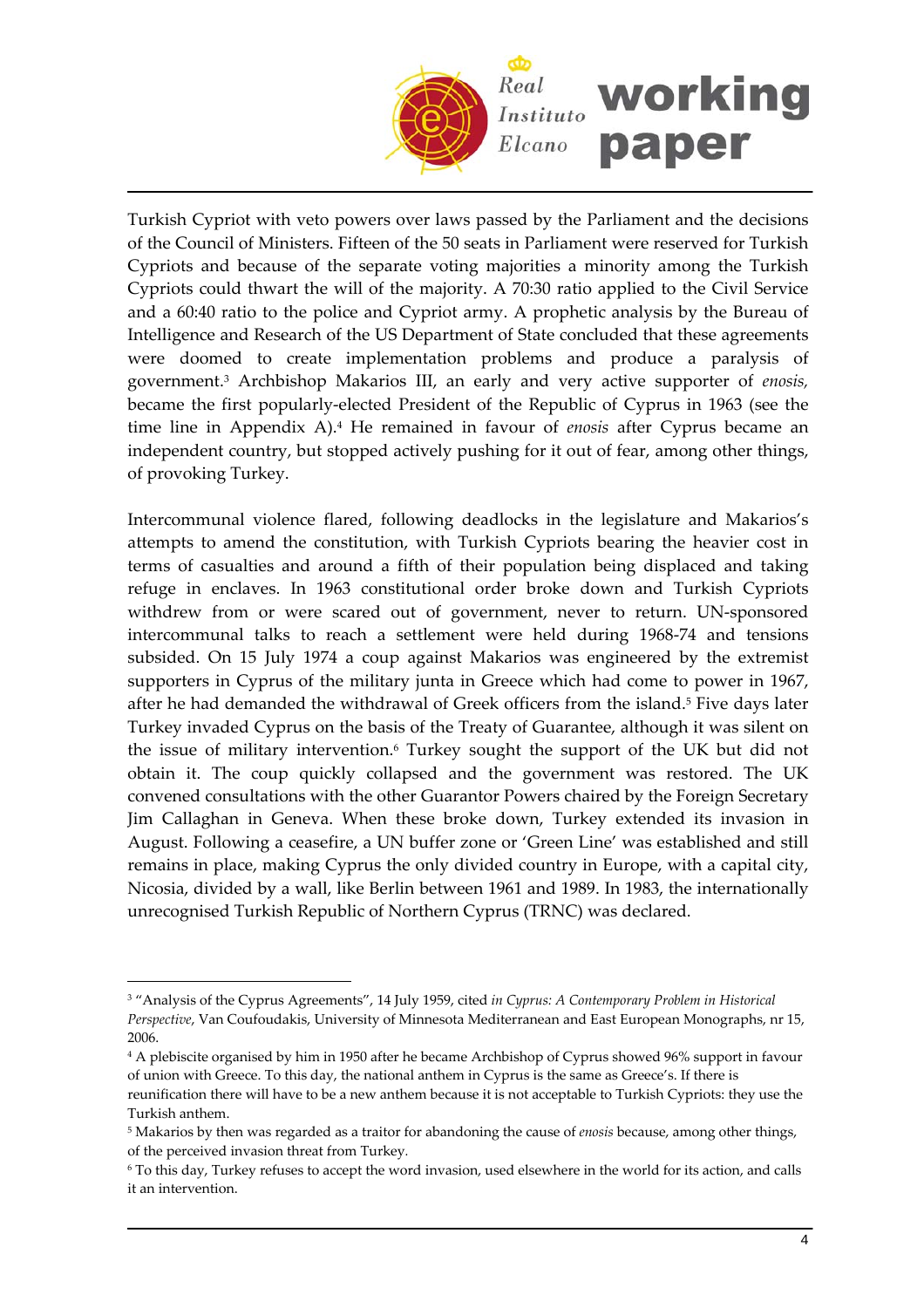Turkish Cypriot with veto powers over laws passed by the Parliament and the decisions of the Council of Ministers. Fifteen of the 50 seats in Parliament were reserved for Turkish Cypriots and because of the separate voting majorities a minority among the Turkish Cypriots could thwart the will of the majority. A 70:30 ratio applied to the Civil Service and a 60:40 ratio to the police and Cypriot army. A prophetic analysis by the Bureau of Intelligence and Research of the US Department of State concluded that these agreements were doomed to create implementation problems and produce a paralysis of government.[3] Archbishop Makarios III, an early and very active supporter of *enosis,* became the first popularly-elected President of the Republic of Cyprus in 1963 (see the time line in Appendix A).[4] He remained in favour of *enosis* after Cyprus became an independent country, but stopped actively pushing for it out of fear, among other things, of provoking Turkey.

Intercommunal violence flared, following deadlocks in the legislature and Makarios's attempts to amend the constitution, with Turkish Cypriots bearing the heavier cost in terms of casualties and around a fifth of their population being displaced and taking refuge in enclaves. In 1963 constitutional order broke down and Turkish Cypriots withdrew from or were scared out of government, never to return. UN-sponsored intercommunal talks to reach a settlement were held during 1968-74 and tensions subsided. On 15 July 1974 a coup against Makarios was engineered by the extremist supporters in Cyprus of the military junta in Greece which had come to power in 1967, after he had demanded the withdrawal of Greek officers from the island.[5] Five days later Turkey invaded Cyprus on the basis of the Treaty of Guarantee, although it was silent on the issue of military intervention.[6] Turkey sought the support of the UK but did not obtain it. The coup quickly collapsed and the government was restored. The UK convened consultations with the other Guarantor Powers chaired by the Foreign Secretary Jim Callaghan in Geneva. When these broke down, Turkey extended its invasion in August. Following a ceasefire, a UN buffer zone or 'Green Line' was established and still remains in place, making Cyprus the only divided country in Europe, with a capital city, Nicosia, divided by a wall, like Berlin between 1961 and 1989. In 1983, the internationally unrecognised Turkish Republic of Northern Cyprus (TRNC) was declared.

---

[3] "Analysis of the Cyprus Agreements", 14 July 1959, cited *in Cyprus: A Contemporary Problem in Historical Perspective*, Van Coufoudakis, University of Minnesota Mediterranean and East European Monographs, nr 15, 2006.

[4] A plebiscite organised by him in 1950 after he became Archbishop of Cyprus showed 96% support in favour of union with Greece. To this day, the national anthem in Cyprus is the same as Greece's. If there is reunification there will have to be a new anthem because it is not acceptable to Turkish Cypriots: they use the Turkish anthem.

[5] Makarios by then was regarded as a traitor for abandoning the cause of *enosis* because, among other things, of the perceived invasion threat from Turkey.

[6] To this day, Turkey refuses to accept the word invasion, used elsewhere in the world for its action, and calls it an intervention.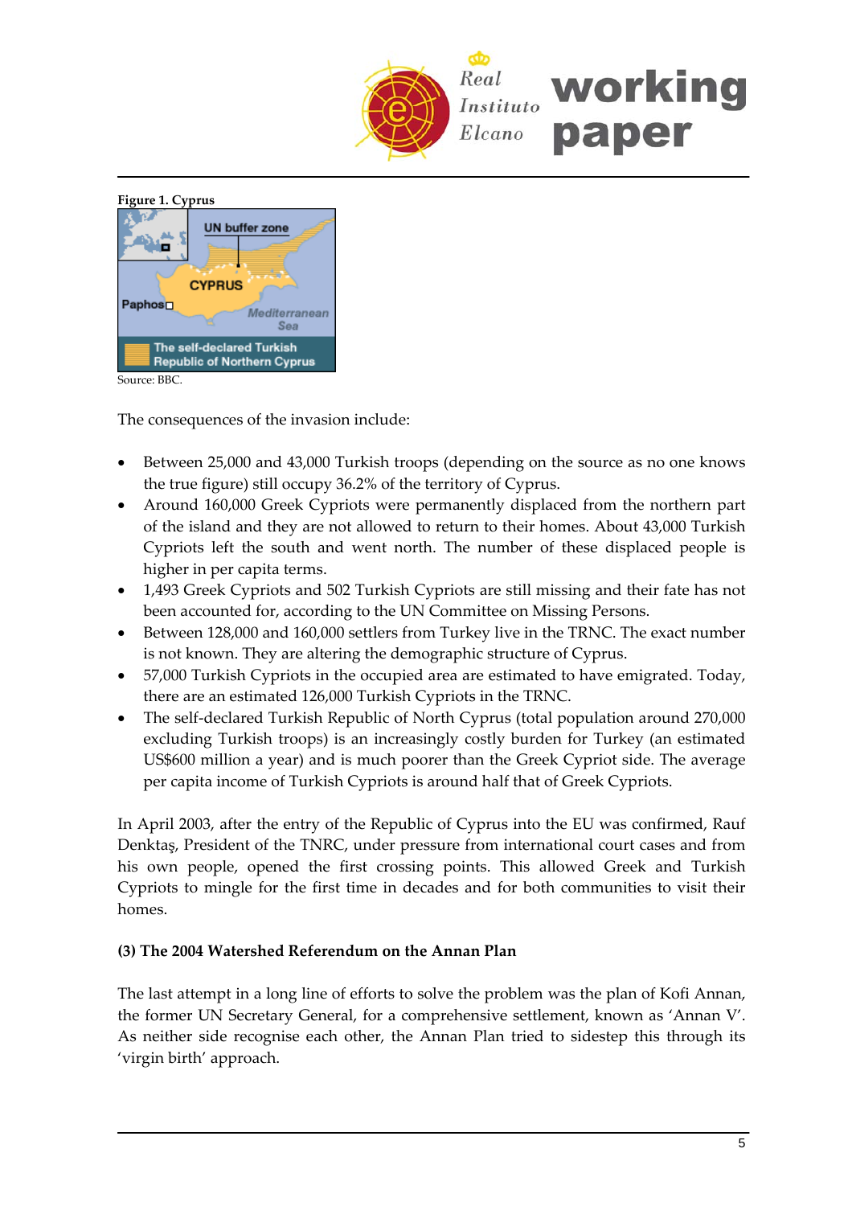**Figure 1. Cyprus**

Source: BBC.

The consequences of the invasion include:

- Between 25,000 and 43,000 Turkish troops (depending on the source as no one knows the true figure) still occupy 36.2% of the territory of Cyprus.
- Around 160,000 Greek Cypriots were permanently displaced from the northern part of the island and they are not allowed to return to their homes. About 43,000 Turkish Cypriots left the south and went north. The number of these displaced people is higher in per capita terms.
- 1,493 Greek Cypriots and 502 Turkish Cypriots are still missing and their fate has not been accounted for, according to the UN Committee on Missing Persons.
- Between 128,000 and 160,000 settlers from Turkey live in the TRNC. The exact number is not known. They are altering the demographic structure of Cyprus.
- 57,000 Turkish Cypriots in the occupied area are estimated to have emigrated. Today, there are an estimated 126,000 Turkish Cypriots in the TRNC.
- The self-declared Turkish Republic of North Cyprus (total population around 270,000 excluding Turkish troops) is an increasingly costly burden for Turkey (an estimated US$600 million a year) and is much poorer than the Greek Cypriot side. The average per capita income of Turkish Cypriots is around half that of Greek Cypriots.

In April 2003, after the entry of the Republic of Cyprus into the EU was confirmed, Rauf Denktaş, President of the TNRC, under pressure from international court cases and from his own people, opened the first crossing points. This allowed Greek and Turkish Cypriots to mingle for the first time in decades and for both communities to visit their homes.

### (3) The 2004 Watershed Referendum on the Annan Plan

The last attempt in a long line of efforts to solve the problem was the plan of Kofi Annan, the former UN Secretary General, for a comprehensive settlement, known as 'Annan V'. As neither side recognise each other, the Annan Plan tried to sidestep this through its 'virgin birth' approach.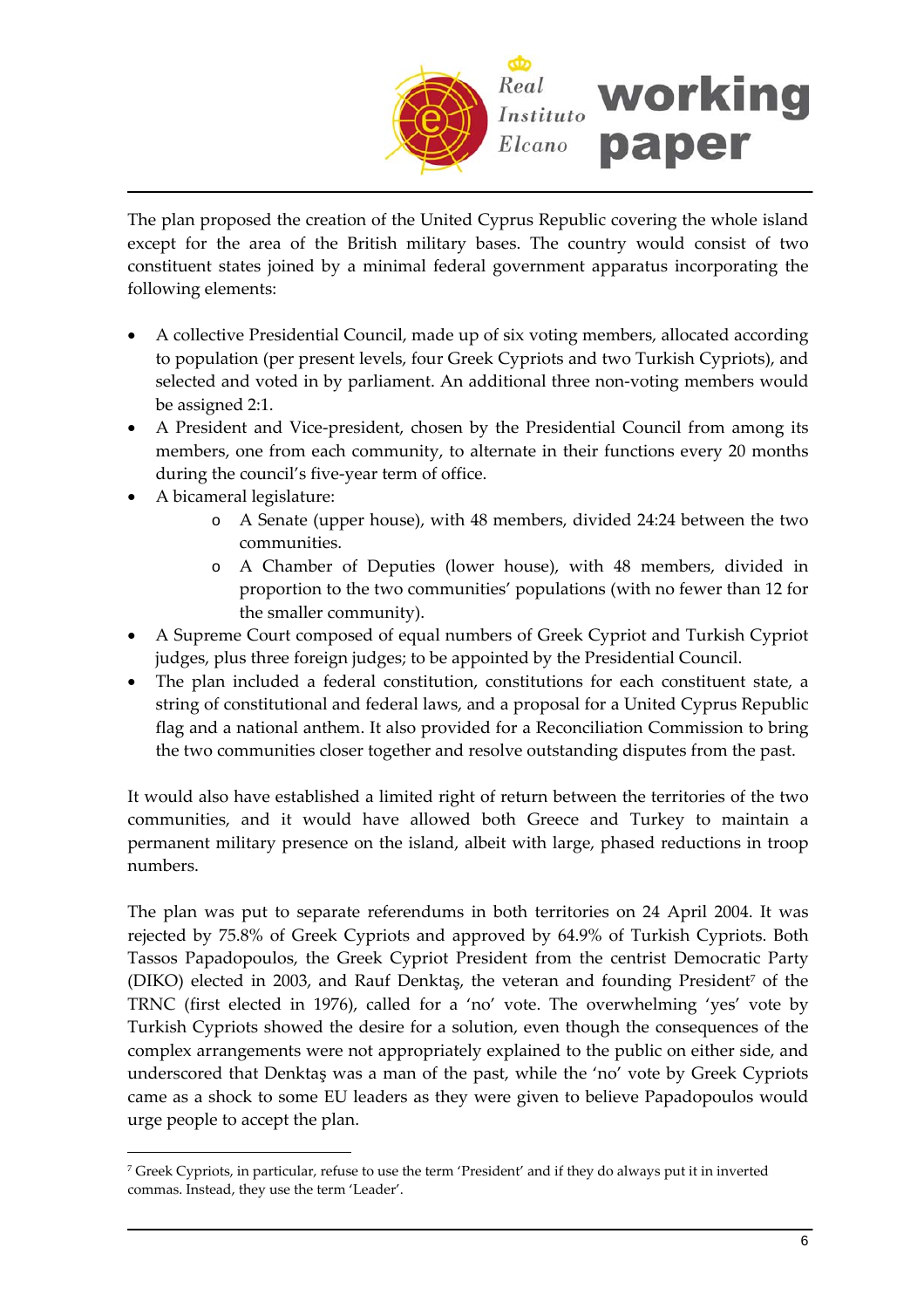The plan proposed the creation of the United Cyprus Republic covering the whole island except for the area of the British military bases. The country would consist of two constituent states joined by a minimal federal government apparatus incorporating the following elements:

- A collective Presidential Council, made up of six voting members, allocated according to population (per present levels, four Greek Cypriots and two Turkish Cypriots), and selected and voted in by parliament. An additional three non-voting members would be assigned 2:1.
- A President and Vice-president, chosen by the Presidential Council from among its members, one from each community, to alternate in their functions every 20 months during the council's five-year term of office.
- A bicameral legislature:
    - A Senate (upper house), with 48 members, divided 24:24 between the two communities.
    - A Chamber of Deputies (lower house), with 48 members, divided in proportion to the two communities' populations (with no fewer than 12 for the smaller community).
- A Supreme Court composed of equal numbers of Greek Cypriot and Turkish Cypriot judges, plus three foreign judges; to be appointed by the Presidential Council.
- The plan included a federal constitution, constitutions for each constituent state, a string of constitutional and federal laws, and a proposal for a United Cyprus Republic flag and a national anthem. It also provided for a Reconciliation Commission to bring the two communities closer together and resolve outstanding disputes from the past.

It would also have established a limited right of return between the territories of the two communities, and it would have allowed both Greece and Turkey to maintain a permanent military presence on the island, albeit with large, phased reductions in troop numbers.

The plan was put to separate referendums in both territories on 24 April 2004. It was rejected by 75.8% of Greek Cypriots and approved by 64.9% of Turkish Cypriots. Both Tassos Papadopoulos, the Greek Cypriot President from the centrist Democratic Party (DIKO) elected in 2003, and Rauf Denktaş, the veteran and founding President[7] of the TRNC (first elected in 1976), called for a 'no' vote. The overwhelming 'yes' vote by Turkish Cypriots showed the desire for a solution, even though the consequences of the complex arrangements were not appropriately explained to the public on either side, and underscored that Denktaş was a man of the past, while the 'no' vote by Greek Cypriots came as a shock to some EU leaders as they were given to believe Papadopoulos would urge people to accept the plan.

---

[7] Greek Cypriots, in particular, refuse to use the term 'President' and if they do always put it in inverted commas. Instead, they use the term 'Leader'.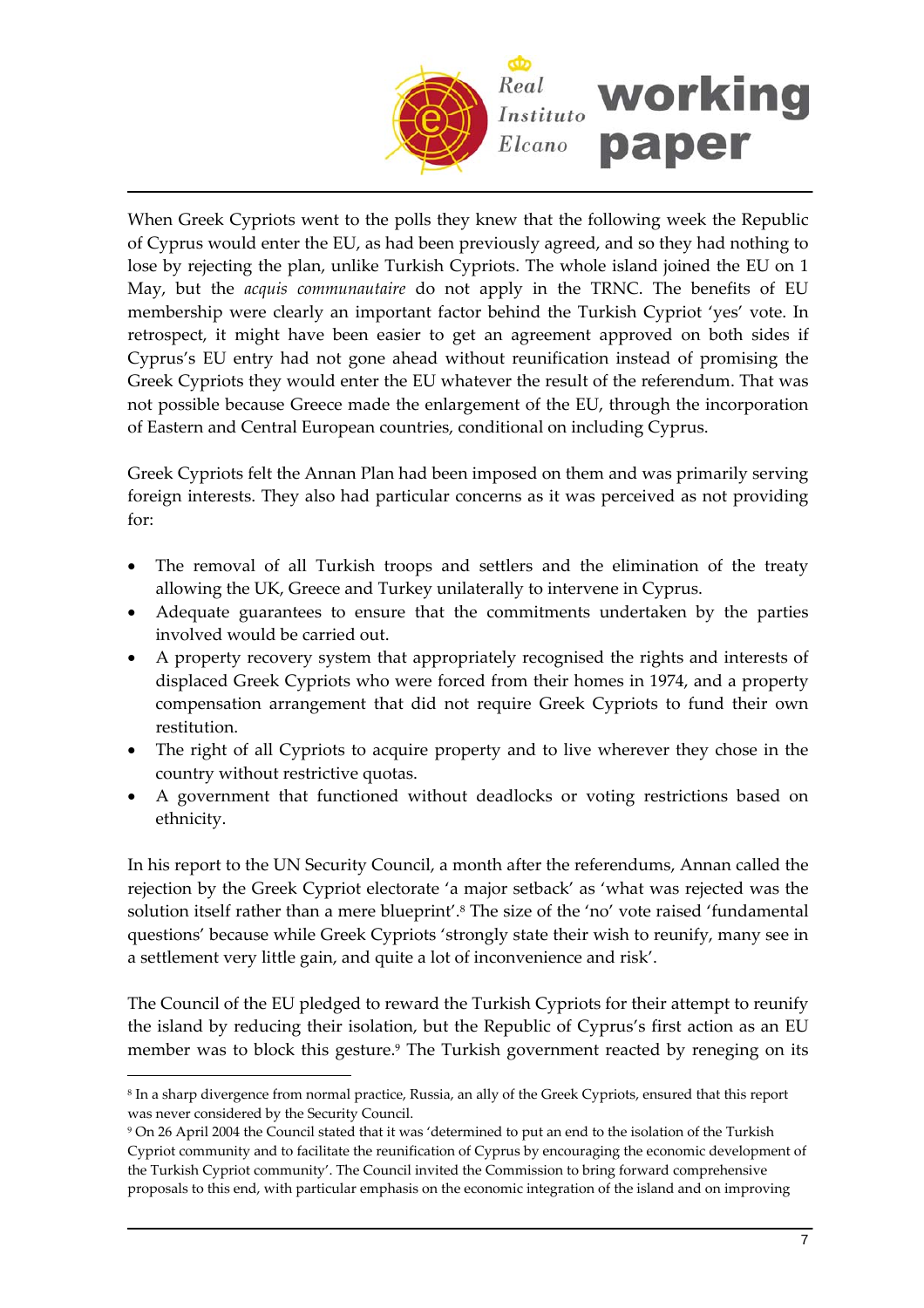When Greek Cypriots went to the polls they knew that the following week the Republic of Cyprus would enter the EU, as had been previously agreed, and so they had nothing to lose by rejecting the plan, unlike Turkish Cypriots. The whole island joined the EU on 1 May, but the *acquis communautaire* do not apply in the TRNC. The benefits of EU membership were clearly an important factor behind the Turkish Cypriot 'yes' vote. In retrospect, it might have been easier to get an agreement approved on both sides if Cyprus's EU entry had not gone ahead without reunification instead of promising the Greek Cypriots they would enter the EU whatever the result of the referendum. That was not possible because Greece made the enlargement of the EU, through the incorporation of Eastern and Central European countries, conditional on including Cyprus.

Greek Cypriots felt the Annan Plan had been imposed on them and was primarily serving foreign interests. They also had particular concerns as it was perceived as not providing for:

- The removal of all Turkish troops and settlers and the elimination of the treaty allowing the UK, Greece and Turkey unilaterally to intervene in Cyprus.
- Adequate guarantees to ensure that the commitments undertaken by the parties involved would be carried out.
- A property recovery system that appropriately recognised the rights and interests of displaced Greek Cypriots who were forced from their homes in 1974, and a property compensation arrangement that did not require Greek Cypriots to fund their own restitution.
- The right of all Cypriots to acquire property and to live wherever they chose in the country without restrictive quotas.
- A government that functioned without deadlocks or voting restrictions based on ethnicity.

In his report to the UN Security Council, a month after the referendums, Annan called the rejection by the Greek Cypriot electorate 'a major setback' as 'what was rejected was the solution itself rather than a mere blueprint'.[8] The size of the 'no' vote raised 'fundamental questions' because while Greek Cypriots 'strongly state their wish to reunify, many see in a settlement very little gain, and quite a lot of inconvenience and risk'.

The Council of the EU pledged to reward the Turkish Cypriots for their attempt to reunify the island by reducing their isolation, but the Republic of Cyprus's first action as an EU member was to block this gesture.[9] The Turkish government reacted by reneging on its

---

[8] In a sharp divergence from normal practice, Russia, an ally of the Greek Cypriots, ensured that this report was never considered by the Security Council.

[9] On 26 April 2004 the Council stated that it was 'determined to put an end to the isolation of the Turkish Cypriot community and to facilitate the reunification of Cyprus by encouraging the economic development of the Turkish Cypriot community'. The Council invited the Commission to bring forward comprehensive proposals to this end, with particular emphasis on the economic integration of the island and on improving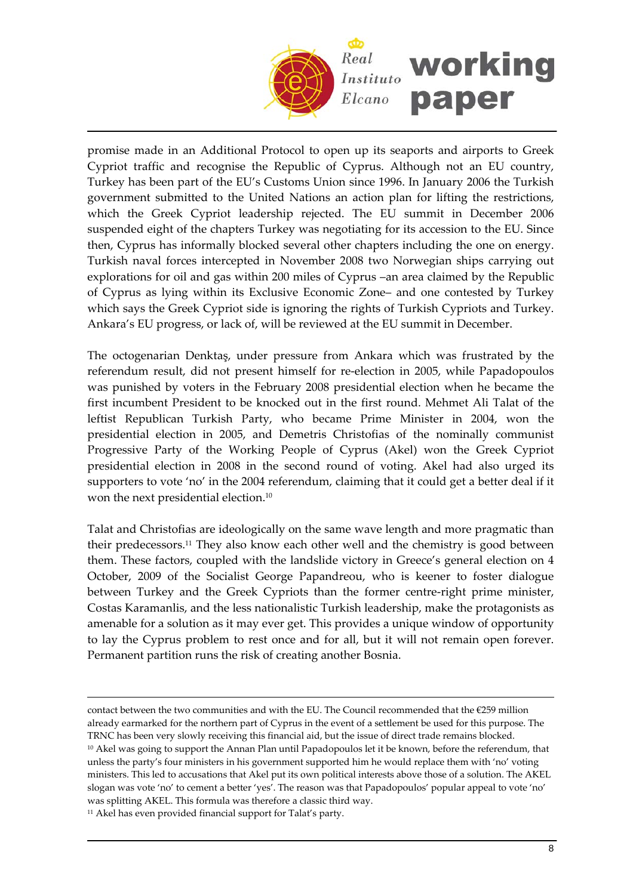promise made in an Additional Protocol to open up its seaports and airports to Greek Cypriot traffic and recognise the Republic of Cyprus. Although not an EU country, Turkey has been part of the EU's Customs Union since 1996. In January 2006 the Turkish government submitted to the United Nations an action plan for lifting the restrictions, which the Greek Cypriot leadership rejected. The EU summit in December 2006 suspended eight of the chapters Turkey was negotiating for its accession to the EU. Since then, Cyprus has informally blocked several other chapters including the one on energy. Turkish naval forces intercepted in November 2008 two Norwegian ships carrying out explorations for oil and gas within 200 miles of Cyprus –an area claimed by the Republic of Cyprus as lying within its Exclusive Economic Zone– and one contested by Turkey which says the Greek Cypriot side is ignoring the rights of Turkish Cypriots and Turkey. Ankara's EU progress, or lack of, will be reviewed at the EU summit in December.

The octogenarian Denktaş, under pressure from Ankara which was frustrated by the referendum result, did not present himself for re-election in 2005, while Papadopoulos was punished by voters in the February 2008 presidential election when he became the first incumbent President to be knocked out in the first round. Mehmet Ali Talat of the leftist Republican Turkish Party, who became Prime Minister in 2004, won the presidential election in 2005, and Demetris Christofias of the nominally communist Progressive Party of the Working People of Cyprus (Akel) won the Greek Cypriot presidential election in 2008 in the second round of voting. Akel had also urged its supporters to vote 'no' in the 2004 referendum, claiming that it could get a better deal if it won the next presidential election.[10]

Talat and Christofias are ideologically on the same wave length and more pragmatic than their predecessors.[11] They also know each other well and the chemistry is good between them. These factors, coupled with the landslide victory in Greece's general election on 4 October, 2009 of the Socialist George Papandreou, who is keener to foster dialogue between Turkey and the Greek Cypriots than the former centre-right prime minister, Costas Karamanlis, and the less nationalistic Turkish leadership, make the protagonists as amenable for a solution as it may ever get. This provides a unique window of opportunity to lay the Cyprus problem to rest once and for all, but it will not remain open forever. Permanent partition runs the risk of creating another Bosnia.

---

contact between the two communities and with the EU. The Council recommended that the €259 million already earmarked for the northern part of Cyprus in the event of a settlement be used for this purpose. The TRNC has been very slowly receiving this financial aid, but the issue of direct trade remains blocked.

[10] Akel was going to support the Annan Plan until Papadopoulos let it be known, before the referendum, that unless the party's four ministers in his government supported him he would replace them with 'no' voting ministers. This led to accusations that Akel put its own political interests above those of a solution. The AKEL slogan was vote 'no' to cement a better 'yes'. The reason was that Papadopoulos' popular appeal to vote 'no' was splitting AKEL. This formula was therefore a classic third way.

[11] Akel has even provided financial support for Talat's party.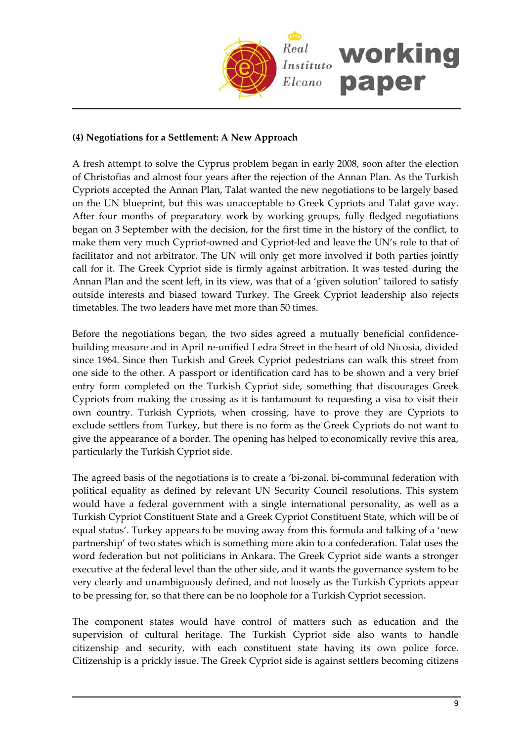### (4) Negotiations for a Settlement: A New Approach

A fresh attempt to solve the Cyprus problem began in early 2008, soon after the election of Christofias and almost four years after the rejection of the Annan Plan. As the Turkish Cypriots accepted the Annan Plan, Talat wanted the new negotiations to be largely based on the UN blueprint, but this was unacceptable to Greek Cypriots and Talat gave way. After four months of preparatory work by working groups, fully fledged negotiations began on 3 September with the decision, for the first time in the history of the conflict, to make them very much Cypriot-owned and Cypriot-led and leave the UN's role to that of facilitator and not arbitrator. The UN will only get more involved if both parties jointly call for it. The Greek Cypriot side is firmly against arbitration. It was tested during the Annan Plan and the scent left, in its view, was that of a 'given solution' tailored to satisfy outside interests and biased toward Turkey. The Greek Cypriot leadership also rejects timetables. The two leaders have met more than 50 times.

Before the negotiations began, the two sides agreed a mutually beneficial confidence-building measure and in April re-unified Ledra Street in the heart of old Nicosia, divided since 1964. Since then Turkish and Greek Cypriot pedestrians can walk this street from one side to the other. A passport or identification card has to be shown and a very brief entry form completed on the Turkish Cypriot side, something that discourages Greek Cypriots from making the crossing as it is tantamount to requesting a visa to visit their own country. Turkish Cypriots, when crossing, have to prove they are Cypriots to exclude settlers from Turkey, but there is no form as the Greek Cypriots do not want to give the appearance of a border. The opening has helped to economically revive this area, particularly the Turkish Cypriot side.

The agreed basis of the negotiations is to create a 'bi-zonal, bi-communal federation with political equality as defined by relevant UN Security Council resolutions. This system would have a federal government with a single international personality, as well as a Turkish Cypriot Constituent State and a Greek Cypriot Constituent State, which will be of equal status'. Turkey appears to be moving away from this formula and talking of a 'new partnership' of two states which is something more akin to a confederation. Talat uses the word federation but not politicians in Ankara. The Greek Cypriot side wants a stronger executive at the federal level than the other side, and it wants the governance system to be very clearly and unambiguously defined, and not loosely as the Turkish Cypriots appear to be pressing for, so that there can be no loophole for a Turkish Cypriot secession.

The component states would have control of matters such as education and the supervision of cultural heritage. The Turkish Cypriot side also wants to handle citizenship and security, with each constituent state having its own police force. Citizenship is a prickly issue. The Greek Cypriot side is against settlers becoming citizens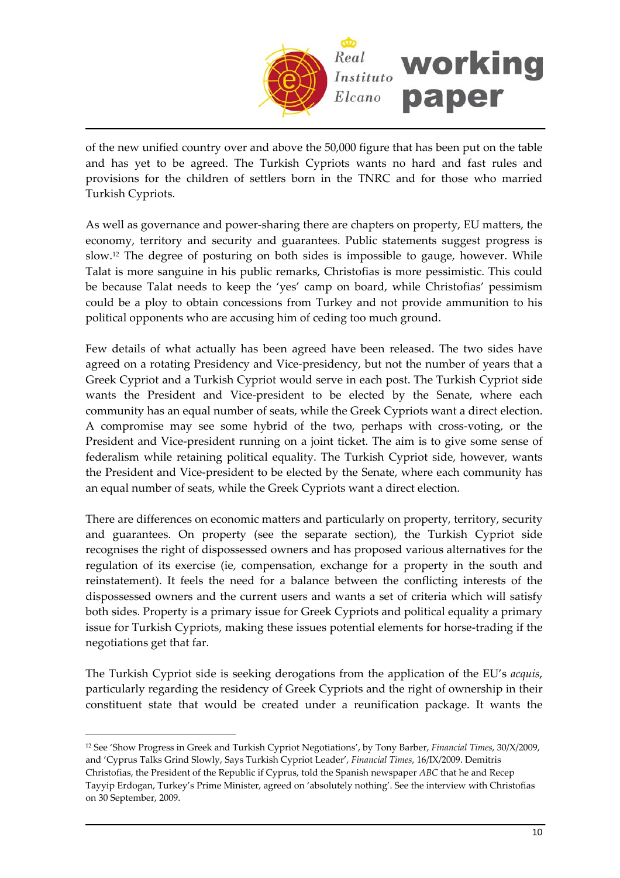of the new unified country over and above the 50,000 figure that has been put on the table and has yet to be agreed. The Turkish Cypriots wants no hard and fast rules and provisions for the children of settlers born in the TNRC and for those who married Turkish Cypriots.

As well as governance and power-sharing there are chapters on property, EU matters, the economy, territory and security and guarantees. Public statements suggest progress is slow.[12] The degree of posturing on both sides is impossible to gauge, however. While Talat is more sanguine in his public remarks, Christofias is more pessimistic. This could be because Talat needs to keep the 'yes' camp on board, while Christofias' pessimism could be a ploy to obtain concessions from Turkey and not provide ammunition to his political opponents who are accusing him of ceding too much ground.

Few details of what actually has been agreed have been released. The two sides have agreed on a rotating Presidency and Vice-presidency, but not the number of years that a Greek Cypriot and a Turkish Cypriot would serve in each post. The Turkish Cypriot side wants the President and Vice-president to be elected by the Senate, where each community has an equal number of seats, while the Greek Cypriots want a direct election. A compromise may see some hybrid of the two, perhaps with cross-voting, or the President and Vice-president running on a joint ticket. The aim is to give some sense of federalism while retaining political equality. The Turkish Cypriot side, however, wants the President and Vice-president to be elected by the Senate, where each community has an equal number of seats, while the Greek Cypriots want a direct election.

There are differences on economic matters and particularly on property, territory, security and guarantees. On property (see the separate section), the Turkish Cypriot side recognises the right of dispossessed owners and has proposed various alternatives for the regulation of its exercise (ie, compensation, exchange for a property in the south and reinstatement). It feels the need for a balance between the conflicting interests of the dispossessed owners and the current users and wants a set of criteria which will satisfy both sides. Property is a primary issue for Greek Cypriots and political equality a primary issue for Turkish Cypriots, making these issues potential elements for horse-trading if the negotiations get that far.

The Turkish Cypriot side is seeking derogations from the application of the EU's *acquis*, particularly regarding the residency of Greek Cypriots and the right of ownership in their constituent state that would be created under a reunification package. It wants the

---

[12] See 'Show Progress in Greek and Turkish Cypriot Negotiations', by Tony Barber, *Financial Times*, 30/X/2009, and 'Cyprus Talks Grind Slowly, Says Turkish Cypriot Leader', *Financial Times*, 16/IX/2009. Demitris Christofias, the President of the Republic if Cyprus, told the Spanish newspaper *ABC* that he and Recep Tayyip Erdogan, Turkey's Prime Minister, agreed on 'absolutely nothing'. See the interview with Christofias on 30 September, 2009.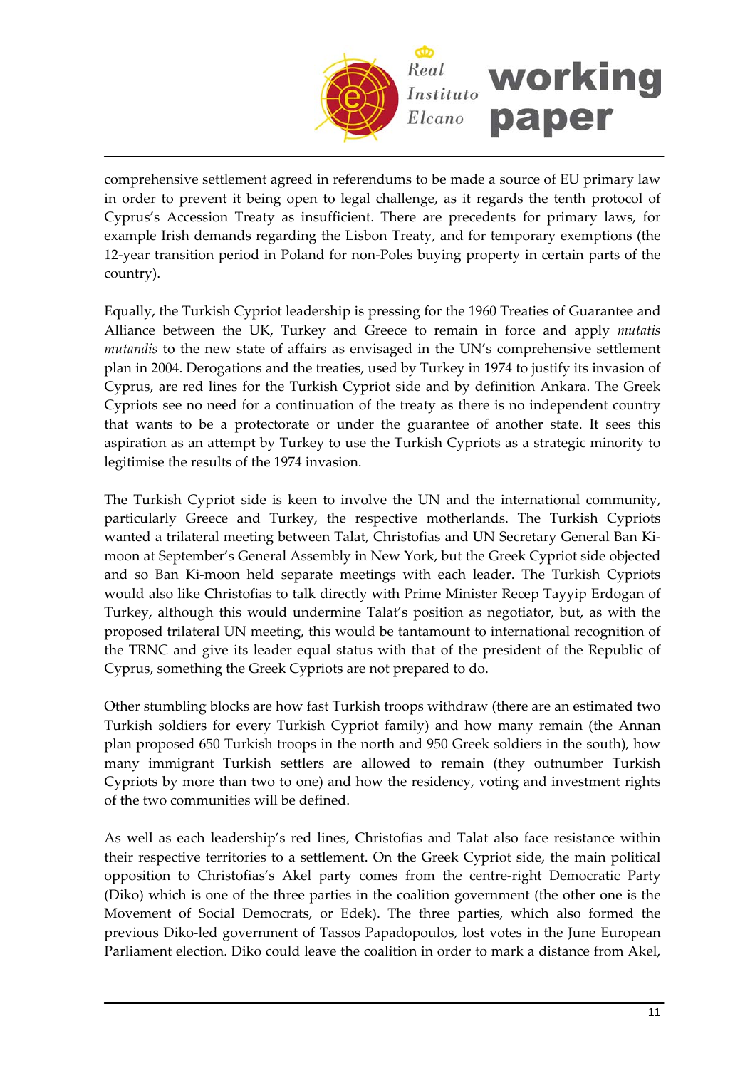comprehensive settlement agreed in referendums to be made a source of EU primary law in order to prevent it being open to legal challenge, as it regards the tenth protocol of Cyprus's Accession Treaty as insufficient. There are precedents for primary laws, for example Irish demands regarding the Lisbon Treaty, and for temporary exemptions (the 12-year transition period in Poland for non-Poles buying property in certain parts of the country).

Equally, the Turkish Cypriot leadership is pressing for the 1960 Treaties of Guarantee and Alliance between the UK, Turkey and Greece to remain in force and apply *mutatis mutandis* to the new state of affairs as envisaged in the UN's comprehensive settlement plan in 2004. Derogations and the treaties, used by Turkey in 1974 to justify its invasion of Cyprus, are red lines for the Turkish Cypriot side and by definition Ankara. The Greek Cypriots see no need for a continuation of the treaty as there is no independent country that wants to be a protectorate or under the guarantee of another state. It sees this aspiration as an attempt by Turkey to use the Turkish Cypriots as a strategic minority to legitimise the results of the 1974 invasion.

The Turkish Cypriot side is keen to involve the UN and the international community, particularly Greece and Turkey, the respective motherlands. The Turkish Cypriots wanted a trilateral meeting between Talat, Christofias and UN Secretary General Ban Ki-moon at September's General Assembly in New York, but the Greek Cypriot side objected and so Ban Ki-moon held separate meetings with each leader. The Turkish Cypriots would also like Christofias to talk directly with Prime Minister Recep Tayyip Erdogan of Turkey, although this would undermine Talat's position as negotiator, but, as with the proposed trilateral UN meeting, this would be tantamount to international recognition of the TRNC and give its leader equal status with that of the president of the Republic of Cyprus, something the Greek Cypriots are not prepared to do.

Other stumbling blocks are how fast Turkish troops withdraw (there are an estimated two Turkish soldiers for every Turkish Cypriot family) and how many remain (the Annan plan proposed 650 Turkish troops in the north and 950 Greek soldiers in the south), how many immigrant Turkish settlers are allowed to remain (they outnumber Turkish Cypriots by more than two to one) and how the residency, voting and investment rights of the two communities will be defined.

As well as each leadership's red lines, Christofias and Talat also face resistance within their respective territories to a settlement. On the Greek Cypriot side, the main political opposition to Christofias's Akel party comes from the centre-right Democratic Party (Diko) which is one of the three parties in the coalition government (the other one is the Movement of Social Democrats, or Edek). The three parties, which also formed the previous Diko-led government of Tassos Papadopoulos, lost votes in the June European Parliament election. Diko could leave the coalition in order to mark a distance from Akel,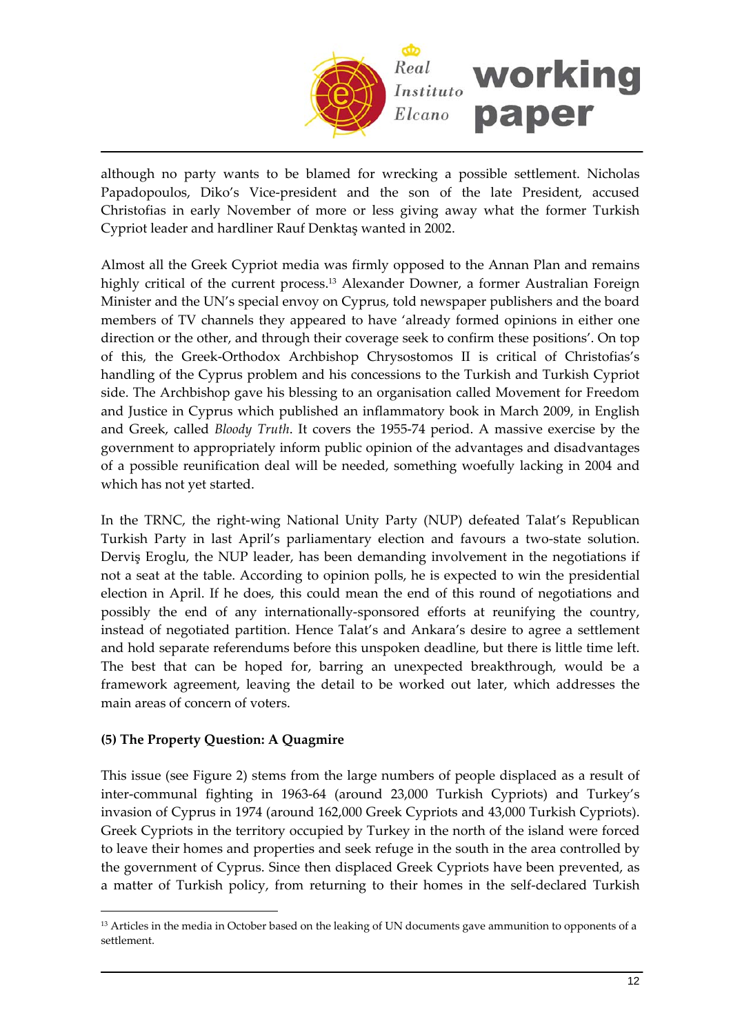although no party wants to be blamed for wrecking a possible settlement. Nicholas Papadopoulos, Diko's Vice-president and the son of the late President, accused Christofias in early November of more or less giving away what the former Turkish Cypriot leader and hardliner Rauf Denktaş wanted in 2002.

Almost all the Greek Cypriot media was firmly opposed to the Annan Plan and remains highly critical of the current process.[13] Alexander Downer, a former Australian Foreign Minister and the UN's special envoy on Cyprus, told newspaper publishers and the board members of TV channels they appeared to have 'already formed opinions in either one direction or the other, and through their coverage seek to confirm these positions'. On top of this, the Greek-Orthodox Archbishop Chrysostomos II is critical of Christofias's handling of the Cyprus problem and his concessions to the Turkish and Turkish Cypriot side. The Archbishop gave his blessing to an organisation called Movement for Freedom and Justice in Cyprus which published an inflammatory book in March 2009, in English and Greek, called *Bloody Truth*. It covers the 1955-74 period. A massive exercise by the government to appropriately inform public opinion of the advantages and disadvantages of a possible reunification deal will be needed, something woefully lacking in 2004 and which has not yet started.

In the TRNC, the right-wing National Unity Party (NUP) defeated Talat's Republican Turkish Party in last April's parliamentary election and favours a two-state solution. Derviş Eroglu, the NUP leader, has been demanding involvement in the negotiations if not a seat at the table. According to opinion polls, he is expected to win the presidential election in April. If he does, this could mean the end of this round of negotiations and possibly the end of any internationally-sponsored efforts at reunifying the country, instead of negotiated partition. Hence Talat's and Ankara's desire to agree a settlement and hold separate referendums before this unspoken deadline, but there is little time left. The best that can be hoped for, barring an unexpected breakthrough, would be a framework agreement, leaving the detail to be worked out later, which addresses the main areas of concern of voters.

**(5) The Property Question: A Quagmire**

This issue (see Figure 2) stems from the large numbers of people displaced as a result of inter-communal fighting in 1963-64 (around 23,000 Turkish Cypriots) and Turkey's invasion of Cyprus in 1974 (around 162,000 Greek Cypriots and 43,000 Turkish Cypriots). Greek Cypriots in the territory occupied by Turkey in the north of the island were forced to leave their homes and properties and seek refuge in the south in the area controlled by the government of Cyprus. Since then displaced Greek Cypriots have been prevented, as a matter of Turkish policy, from returning to their homes in the self-declared Turkish

[13] Articles in the media in October based on the leaking of UN documents gave ammunition to opponents of a settlement.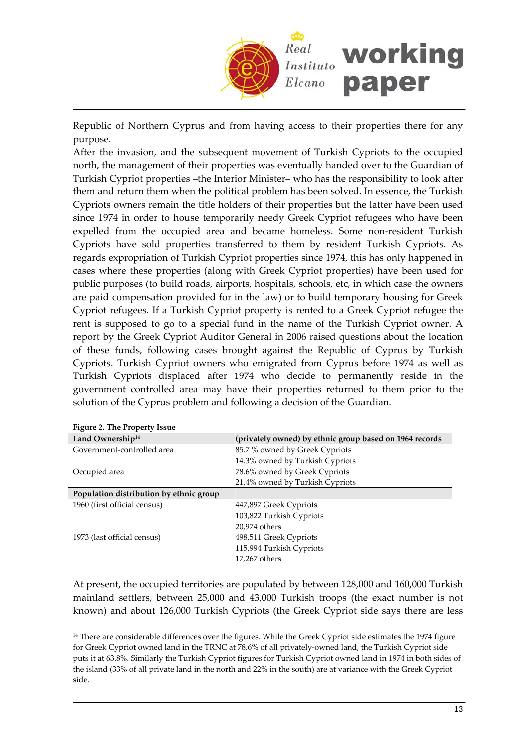Republic of Northern Cyprus and from having access to their properties there for any purpose.

After the invasion, and the subsequent movement of Turkish Cypriots to the occupied north, the management of their properties was eventually handed over to the Guardian of Turkish Cypriot properties –the Interior Minister– who has the responsibility to look after them and return them when the political problem has been solved. In essence, the Turkish Cypriots owners remain the title holders of their properties but the latter have been used since 1974 in order to house temporarily needy Greek Cypriot refugees who have been expelled from the occupied area and became homeless. Some non-resident Turkish Cypriots have sold properties transferred to them by resident Turkish Cypriots. As regards expropriation of Turkish Cypriot properties since 1974, this has only happened in cases where these properties (along with Greek Cypriot properties) have been used for public purposes (to build roads, airports, hospitals, schools, etc, in which case the owners are paid compensation provided for in the law) or to build temporary housing for Greek Cypriot refugees. If a Turkish Cypriot property is rented to a Greek Cypriot refugee the rent is supposed to go to a special fund in the name of the Turkish Cypriot owner. A report by the Greek Cypriot Auditor General in 2006 raised questions about the location of these funds, following cases brought against the Republic of Cyprus by Turkish Cypriots. Turkish Cypriot owners who emigrated from Cyprus before 1974 as well as Turkish Cypriots displaced after 1974 who decide to permanently reside in the government controlled area may have their properties returned to them prior to the solution of the Cyprus problem and following a decision of the Guardian.

**Figure 2. The Property Issue**

| **Land Ownership[14]** | **(privately owned) by ethnic group based on 1964 records** |
|---|---|
| Government-controlled area | 85.7 % owned by Greek Cypriots |
| | 14.3% owned by Turkish Cypriots |
| Occupied area | 78.6% owned by Greek Cypriots |
| | 21.4% owned by Turkish Cypriots |
| **Population distribution by ethnic group** | |
| 1960 (first official census) | 447,897 Greek Cypriots |
| | 103,822 Turkish Cypriots |
| | 20,974 others |
| 1973 (last official census) | 498,511 Greek Cypriots |
| | 115,994 Turkish Cypriots |
| | 17,267 others |

At present, the occupied territories are populated by between 128,000 and 160,000 Turkish mainland settlers, between 25,000 and 43,000 Turkish troops (the exact number is not known) and about 126,000 Turkish Cypriots (the Greek Cypriot side says there are less

[14] There are considerable differences over the figures. While the Greek Cypriot side estimates the 1974 figure for Greek Cypriot owned land in the TRNC at 78.6% of all privately-owned land, the Turkish Cypriot side puts it at 63.8%. Similarly the Turkish Cypriot figures for Turkish Cypriot owned land in 1974 in both sides of the island (33% of all private land in the north and 22% in the south) are at variance with the Greek Cypriot side.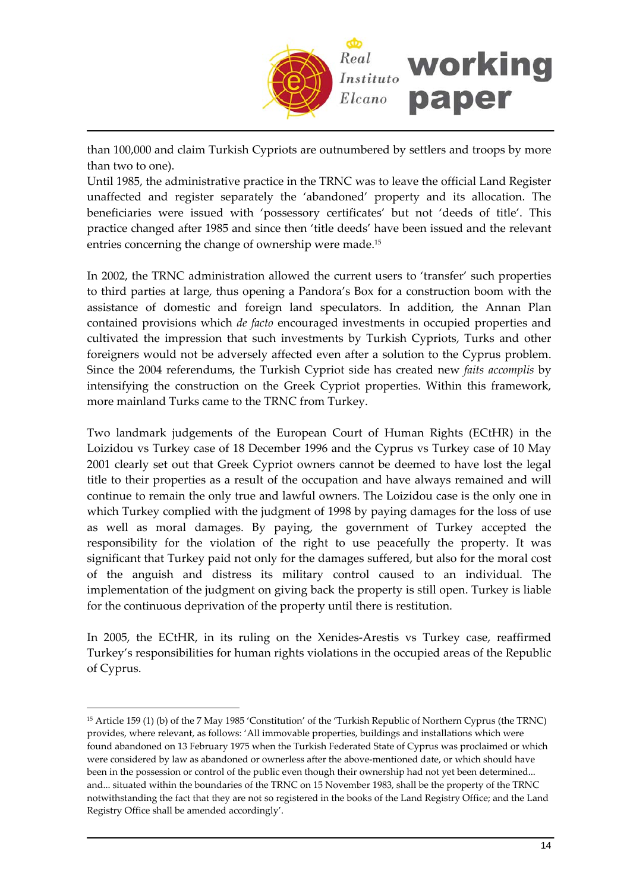than 100,000 and claim Turkish Cypriots are outnumbered by settlers and troops by more than two to one).

Until 1985, the administrative practice in the TRNC was to leave the official Land Register unaffected and register separately the 'abandoned' property and its allocation. The beneficiaries were issued with 'possessory certificates' but not 'deeds of title'. This practice changed after 1985 and since then 'title deeds' have been issued and the relevant entries concerning the change of ownership were made.[15]

In 2002, the TRNC administration allowed the current users to 'transfer' such properties to third parties at large, thus opening a Pandora's Box for a construction boom with the assistance of domestic and foreign land speculators. In addition, the Annan Plan contained provisions which *de facto* encouraged investments in occupied properties and cultivated the impression that such investments by Turkish Cypriots, Turks and other foreigners would not be adversely affected even after a solution to the Cyprus problem. Since the 2004 referendums, the Turkish Cypriot side has created new *faits accomplis* by intensifying the construction on the Greek Cypriot properties. Within this framework, more mainland Turks came to the TRNC from Turkey.

Two landmark judgements of the European Court of Human Rights (ECtHR) in the Loizidou vs Turkey case of 18 December 1996 and the Cyprus vs Turkey case of 10 May 2001 clearly set out that Greek Cypriot owners cannot be deemed to have lost the legal title to their properties as a result of the occupation and have always remained and will continue to remain the only true and lawful owners. The Loizidou case is the only one in which Turkey complied with the judgment of 1998 by paying damages for the loss of use as well as moral damages. By paying, the government of Turkey accepted the responsibility for the violation of the right to use peacefully the property. It was significant that Turkey paid not only for the damages suffered, but also for the moral cost of the anguish and distress its military control caused to an individual. The implementation of the judgment on giving back the property is still open. Turkey is liable for the continuous deprivation of the property until there is restitution.

In 2005, the ECtHR, in its ruling on the Xenides-Arestis vs Turkey case, reaffirmed Turkey's responsibilities for human rights violations in the occupied areas of the Republic of Cyprus.

---

[15] Article 159 (1) (b) of the 7 May 1985 'Constitution' of the 'Turkish Republic of Northern Cyprus (the TRNC) provides, where relevant, as follows: 'All immovable properties, buildings and installations which were found abandoned on 13 February 1975 when the Turkish Federated State of Cyprus was proclaimed or which were considered by law as abandoned or ownerless after the above-mentioned date, or which should have been in the possession or control of the public even though their ownership had not yet been determined... and... situated within the boundaries of the TRNC on 15 November 1983, shall be the property of the TRNC notwithstanding the fact that they are not so registered in the books of the Land Registry Office; and the Land Registry Office shall be amended accordingly'.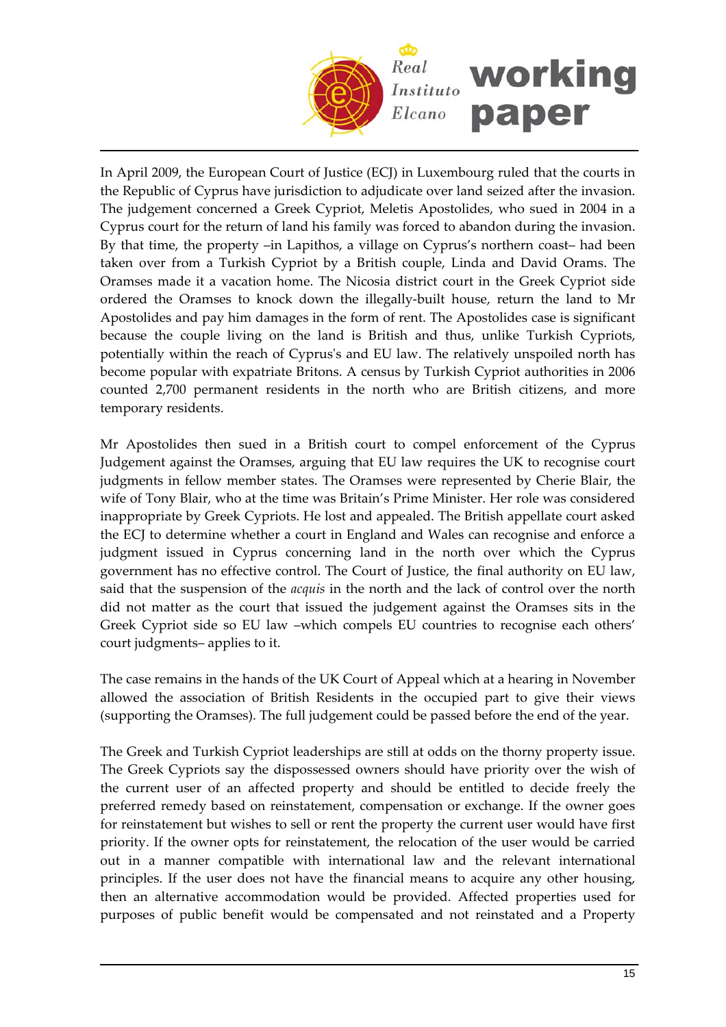In April 2009, the European Court of Justice (ECJ) in Luxembourg ruled that the courts in the Republic of Cyprus have jurisdiction to adjudicate over land seized after the invasion. The judgement concerned a Greek Cypriot, Meletis Apostolides, who sued in 2004 in a Cyprus court for the return of land his family was forced to abandon during the invasion. By that time, the property –in Lapithos, a village on Cyprus's northern coast– had been taken over from a Turkish Cypriot by a British couple, Linda and David Orams. The Oramses made it a vacation home. The Nicosia district court in the Greek Cypriot side ordered the Oramses to knock down the illegally-built house, return the land to Mr Apostolides and pay him damages in the form of rent. The Apostolides case is significant because the couple living on the land is British and thus, unlike Turkish Cypriots, potentially within the reach of Cyprus's and EU law. The relatively unspoiled north has become popular with expatriate Britons. A census by Turkish Cypriot authorities in 2006 counted 2,700 permanent residents in the north who are British citizens, and more temporary residents.

Mr Apostolides then sued in a British court to compel enforcement of the Cyprus Judgement against the Oramses, arguing that EU law requires the UK to recognise court judgments in fellow member states. The Oramses were represented by Cherie Blair, the wife of Tony Blair, who at the time was Britain's Prime Minister. Her role was considered inappropriate by Greek Cypriots. He lost and appealed. The British appellate court asked the ECJ to determine whether a court in England and Wales can recognise and enforce a judgment issued in Cyprus concerning land in the north over which the Cyprus government has no effective control. The Court of Justice, the final authority on EU law, said that the suspension of the *acquis* in the north and the lack of control over the north did not matter as the court that issued the judgement against the Oramses sits in the Greek Cypriot side so EU law –which compels EU countries to recognise each others' court judgments– applies to it.

The case remains in the hands of the UK Court of Appeal which at a hearing in November allowed the association of British Residents in the occupied part to give their views (supporting the Oramses). The full judgement could be passed before the end of the year.

The Greek and Turkish Cypriot leaderships are still at odds on the thorny property issue. The Greek Cypriots say the dispossessed owners should have priority over the wish of the current user of an affected property and should be entitled to decide freely the preferred remedy based on reinstatement, compensation or exchange. If the owner goes for reinstatement but wishes to sell or rent the property the current user would have first priority. If the owner opts for reinstatement, the relocation of the user would be carried out in a manner compatible with international law and the relevant international principles. If the user does not have the financial means to acquire any other housing, then an alternative accommodation would be provided. Affected properties used for purposes of public benefit would be compensated and not reinstated and a Property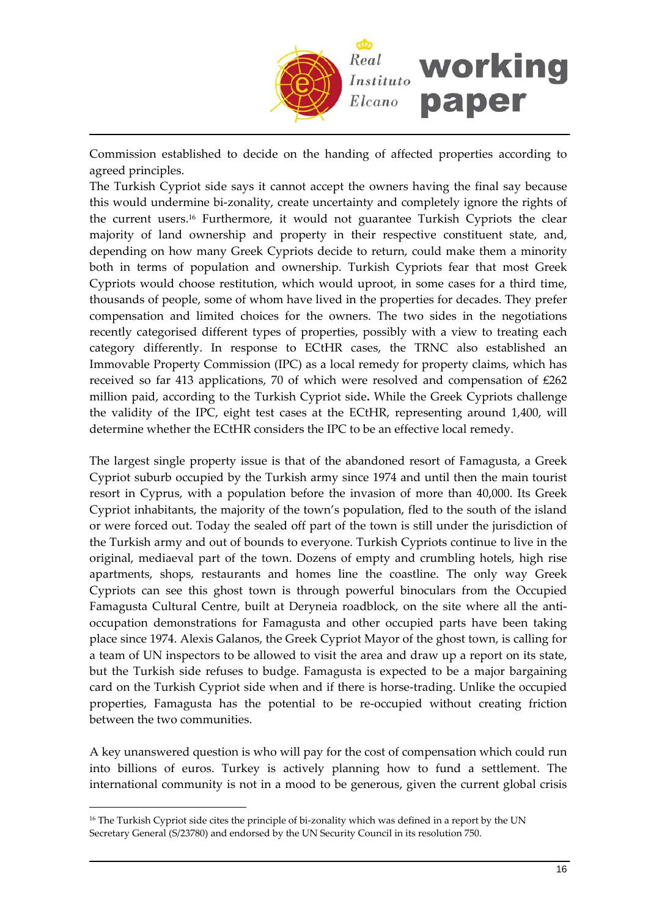Commission established to decide on the handing of affected properties according to agreed principles.

The Turkish Cypriot side says it cannot accept the owners having the final say because this would undermine bi-zonality, create uncertainty and completely ignore the rights of the current users.[16] Furthermore, it would not guarantee Turkish Cypriots the clear majority of land ownership and property in their respective constituent state, and, depending on how many Greek Cypriots decide to return, could make them a minority both in terms of population and ownership. Turkish Cypriots fear that most Greek Cypriots would choose restitution, which would uproot, in some cases for a third time, thousands of people, some of whom have lived in the properties for decades. They prefer compensation and limited choices for the owners. The two sides in the negotiations recently categorised different types of properties, possibly with a view to treating each category differently. In response to ECtHR cases, the TRNC also established an Immovable Property Commission (IPC) as a local remedy for property claims, which has received so far 413 applications, 70 of which were resolved and compensation of £262 million paid, according to the Turkish Cypriot side**.** While the Greek Cypriots challenge the validity of the IPC, eight test cases at the ECtHR, representing around 1,400, will determine whether the ECtHR considers the IPC to be an effective local remedy.

The largest single property issue is that of the abandoned resort of Famagusta, a Greek Cypriot suburb occupied by the Turkish army since 1974 and until then the main tourist resort in Cyprus, with a population before the invasion of more than 40,000. Its Greek Cypriot inhabitants, the majority of the town's population, fled to the south of the island or were forced out. Today the sealed off part of the town is still under the jurisdiction of the Turkish army and out of bounds to everyone. Turkish Cypriots continue to live in the original, mediaeval part of the town. Dozens of empty and crumbling hotels, high rise apartments, shops, restaurants and homes line the coastline. The only way Greek Cypriots can see this ghost town is through powerful binoculars from the Occupied Famagusta Cultural Centre, built at Deryneia roadblock, on the site where all the anti-occupation demonstrations for Famagusta and other occupied parts have been taking place since 1974. Alexis Galanos, the Greek Cypriot Mayor of the ghost town, is calling for a team of UN inspectors to be allowed to visit the area and draw up a report on its state, but the Turkish side refuses to budge. Famagusta is expected to be a major bargaining card on the Turkish Cypriot side when and if there is horse-trading. Unlike the occupied properties, Famagusta has the potential to be re-occupied without creating friction between the two communities.

A key unanswered question is who will pay for the cost of compensation which could run into billions of euros. Turkey is actively planning how to fund a settlement. The international community is not in a mood to be generous, given the current global crisis

[16] The Turkish Cypriot side cites the principle of bi-zonality which was defined in a report by the UN Secretary General (S/23780) and endorsed by the UN Security Council in its resolution 750.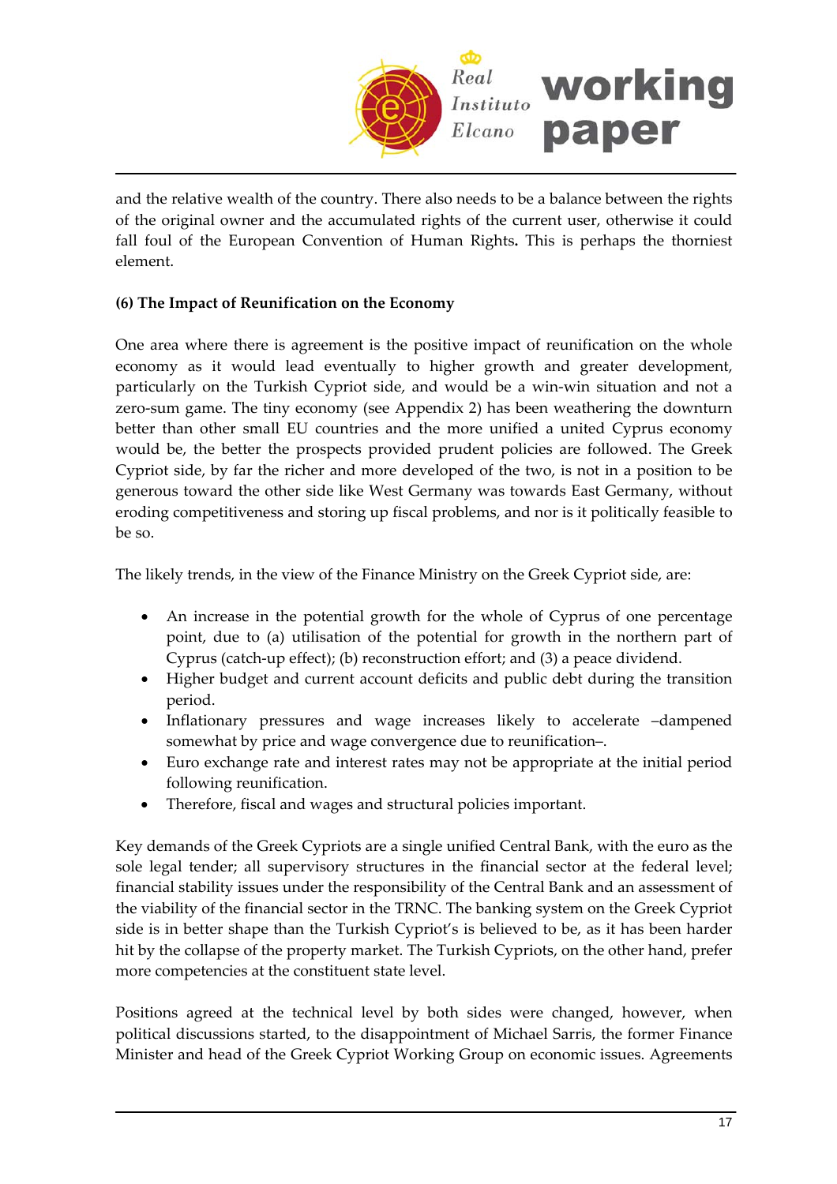and the relative wealth of the country. There also needs to be a balance between the rights of the original owner and the accumulated rights of the current user, otherwise it could fall foul of the European Convention of Human Rights**.** This is perhaps the thorniest element.

**(6) The Impact of Reunification on the Economy**

One area where there is agreement is the positive impact of reunification on the whole economy as it would lead eventually to higher growth and greater development, particularly on the Turkish Cypriot side, and would be a win-win situation and not a zero-sum game. The tiny economy (see Appendix 2) has been weathering the downturn better than other small EU countries and the more unified a united Cyprus economy would be, the better the prospects provided prudent policies are followed. The Greek Cypriot side, by far the richer and more developed of the two, is not in a position to be generous toward the other side like West Germany was towards East Germany, without eroding competitiveness and storing up fiscal problems, and nor is it politically feasible to be so.

The likely trends, in the view of the Finance Ministry on the Greek Cypriot side, are:

- An increase in the potential growth for the whole of Cyprus of one percentage point, due to (a) utilisation of the potential for growth in the northern part of Cyprus (catch-up effect); (b) reconstruction effort; and (3) a peace dividend.
- Higher budget and current account deficits and public debt during the transition period.
- Inflationary pressures and wage increases likely to accelerate –dampened somewhat by price and wage convergence due to reunification–.
- Euro exchange rate and interest rates may not be appropriate at the initial period following reunification.
- Therefore, fiscal and wages and structural policies important.

Key demands of the Greek Cypriots are a single unified Central Bank, with the euro as the sole legal tender; all supervisory structures in the financial sector at the federal level; financial stability issues under the responsibility of the Central Bank and an assessment of the viability of the financial sector in the TRNC. The banking system on the Greek Cypriot side is in better shape than the Turkish Cypriot's is believed to be, as it has been harder hit by the collapse of the property market. The Turkish Cypriots, on the other hand, prefer more competencies at the constituent state level.

Positions agreed at the technical level by both sides were changed, however, when political discussions started, to the disappointment of Michael Sarris, the former Finance Minister and head of the Greek Cypriot Working Group on economic issues. Agreements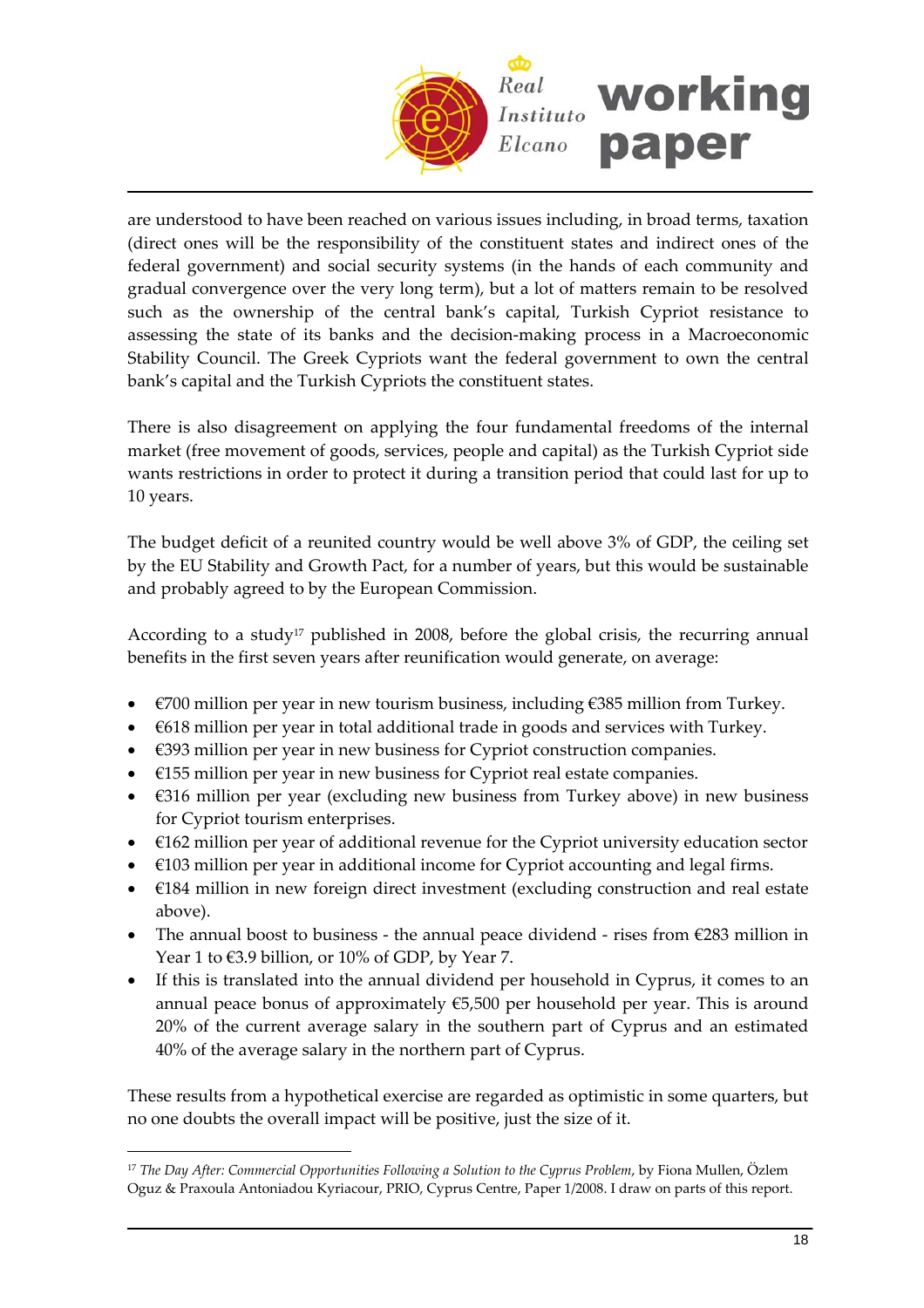are understood to have been reached on various issues including, in broad terms, taxation (direct ones will be the responsibility of the constituent states and indirect ones of the federal government) and social security systems (in the hands of each community and gradual convergence over the very long term), but a lot of matters remain to be resolved such as the ownership of the central bank's capital, Turkish Cypriot resistance to assessing the state of its banks and the decision-making process in a Macroeconomic Stability Council. The Greek Cypriots want the federal government to own the central bank's capital and the Turkish Cypriots the constituent states.

There is also disagreement on applying the four fundamental freedoms of the internal market (free movement of goods, services, people and capital) as the Turkish Cypriot side wants restrictions in order to protect it during a transition period that could last for up to 10 years.

The budget deficit of a reunited country would be well above 3% of GDP, the ceiling set by the EU Stability and Growth Pact, for a number of years, but this would be sustainable and probably agreed to by the European Commission.

According to a study[17] published in 2008, before the global crisis, the recurring annual benefits in the first seven years after reunification would generate, on average:

- €700 million per year in new tourism business, including €385 million from Turkey.
- €618 million per year in total additional trade in goods and services with Turkey.
- €393 million per year in new business for Cypriot construction companies.
- €155 million per year in new business for Cypriot real estate companies.
- €316 million per year (excluding new business from Turkey above) in new business for Cypriot tourism enterprises.
- €162 million per year of additional revenue for the Cypriot university education sector
- €103 million per year in additional income for Cypriot accounting and legal firms.
- €184 million in new foreign direct investment (excluding construction and real estate above).
- The annual boost to business - the annual peace dividend - rises from €283 million in Year 1 to €3.9 billion, or 10% of GDP, by Year 7.
- If this is translated into the annual dividend per household in Cyprus, it comes to an annual peace bonus of approximately €5,500 per household per year. This is around 20% of the current average salary in the southern part of Cyprus and an estimated 40% of the average salary in the northern part of Cyprus.

These results from a hypothetical exercise are regarded as optimistic in some quarters, but no one doubts the overall impact will be positive, just the size of it.

[17] *The Day After: Commercial Opportunities Following a Solution to the Cyprus Problem*, by Fiona Mullen, Özlem Oguz & Praxoula Antoniadou Kyriacour, PRIO, Cyprus Centre, Paper 1/2008. I draw on parts of this report.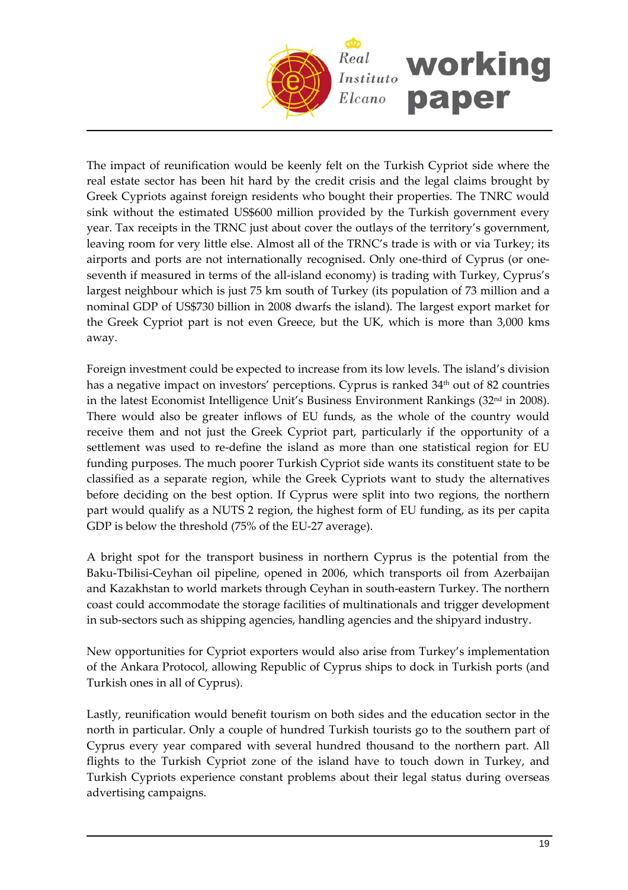The impact of reunification would be keenly felt on the Turkish Cypriot side where the real estate sector has been hit hard by the credit crisis and the legal claims brought by Greek Cypriots against foreign residents who bought their properties. The TNRC would sink without the estimated US$600 million provided by the Turkish government every year. Tax receipts in the TRNC just about cover the outlays of the territory's government, leaving room for very little else. Almost all of the TRNC's trade is with or via Turkey; its airports and ports are not internationally recognised. Only one-third of Cyprus (or one-seventh if measured in terms of the all-island economy) is trading with Turkey, Cyprus's largest neighbour which is just 75 km south of Turkey (its population of 73 million and a nominal GDP of US$730 billion in 2008 dwarfs the island). The largest export market for the Greek Cypriot part is not even Greece, but the UK, which is more than 3,000 kms away.

Foreign investment could be expected to increase from its low levels. The island's division has a negative impact on investors' perceptions. Cyprus is ranked 34th out of 82 countries in the latest Economist Intelligence Unit's Business Environment Rankings (32nd in 2008). There would also be greater inflows of EU funds, as the whole of the country would receive them and not just the Greek Cypriot part, particularly if the opportunity of a settlement was used to re-define the island as more than one statistical region for EU funding purposes. The much poorer Turkish Cypriot side wants its constituent state to be classified as a separate region, while the Greek Cypriots want to study the alternatives before deciding on the best option. If Cyprus were split into two regions, the northern part would qualify as a NUTS 2 region, the highest form of EU funding, as its per capita GDP is below the threshold (75% of the EU-27 average).

A bright spot for the transport business in northern Cyprus is the potential from the Baku-Tbilisi-Ceyhan oil pipeline, opened in 2006, which transports oil from Azerbaijan and Kazakhstan to world markets through Ceyhan in south-eastern Turkey. The northern coast could accommodate the storage facilities of multinationals and trigger development in sub-sectors such as shipping agencies, handling agencies and the shipyard industry.

New opportunities for Cypriot exporters would also arise from Turkey's implementation of the Ankara Protocol, allowing Republic of Cyprus ships to dock in Turkish ports (and Turkish ones in all of Cyprus).

Lastly, reunification would benefit tourism on both sides and the education sector in the north in particular. Only a couple of hundred Turkish tourists go to the southern part of Cyprus every year compared with several hundred thousand to the northern part. All flights to the Turkish Cypriot zone of the island have to touch down in Turkey, and Turkish Cypriots experience constant problems about their legal status during overseas advertising campaigns.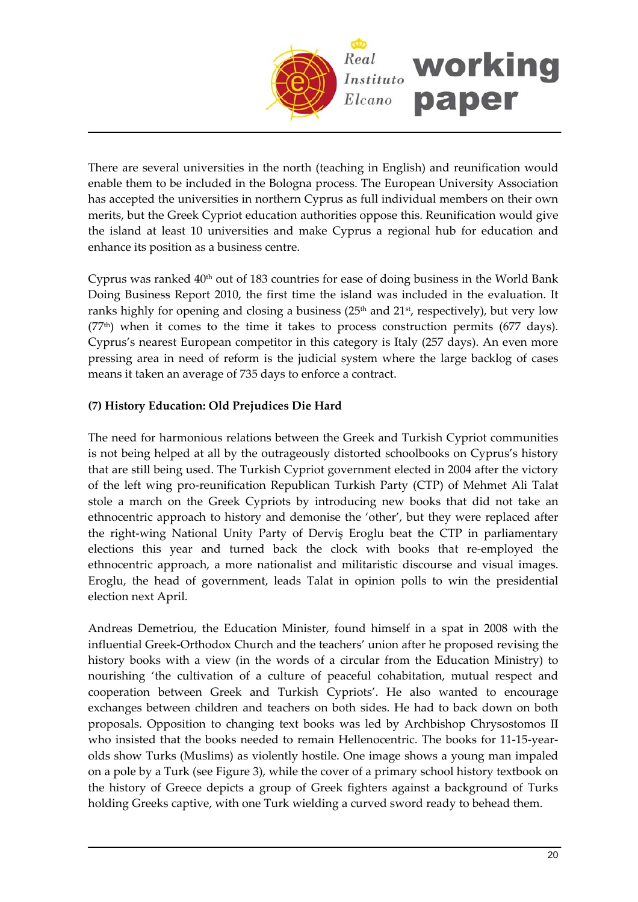There are several universities in the north (teaching in English) and reunification would enable them to be included in the Bologna process. The European University Association has accepted the universities in northern Cyprus as full individual members on their own merits, but the Greek Cypriot education authorities oppose this. Reunification would give the island at least 10 universities and make Cyprus a regional hub for education and enhance its position as a business centre.

Cyprus was ranked 40th out of 183 countries for ease of doing business in the World Bank Doing Business Report 2010, the first time the island was included in the evaluation. It ranks highly for opening and closing a business (25th and 21st, respectively), but very low (77th) when it comes to the time it takes to process construction permits (677 days). Cyprus's nearest European competitor in this category is Italy (257 days). An even more pressing area in need of reform is the judicial system where the large backlog of cases means it taken an average of 735 days to enforce a contract.

**(7) History Education: Old Prejudices Die Hard**

The need for harmonious relations between the Greek and Turkish Cypriot communities is not being helped at all by the outrageously distorted schoolbooks on Cyprus's history that are still being used. The Turkish Cypriot government elected in 2004 after the victory of the left wing pro-reunification Republican Turkish Party (CTP) of Mehmet Ali Talat stole a march on the Greek Cypriots by introducing new books that did not take an ethnocentric approach to history and demonise the 'other', but they were replaced after the right-wing National Unity Party of Derviş Eroglu beat the CTP in parliamentary elections this year and turned back the clock with books that re-employed the ethnocentric approach, a more nationalist and militaristic discourse and visual images. Eroglu, the head of government, leads Talat in opinion polls to win the presidential election next April.

Andreas Demetriou, the Education Minister, found himself in a spat in 2008 with the influential Greek-Orthodox Church and the teachers' union after he proposed revising the history books with a view (in the words of a circular from the Education Ministry) to nourishing 'the cultivation of a culture of peaceful cohabitation, mutual respect and cooperation between Greek and Turkish Cypriots'. He also wanted to encourage exchanges between children and teachers on both sides. He had to back down on both proposals. Opposition to changing text books was led by Archbishop Chrysostomos II who insisted that the books needed to remain Hellenocentric. The books for 11-15-year-olds show Turks (Muslims) as violently hostile. One image shows a young man impaled on a pole by a Turk (see Figure 3), while the cover of a primary school history textbook on the history of Greece depicts a group of Greek fighters against a background of Turks holding Greeks captive, with one Turk wielding a curved sword ready to behead them.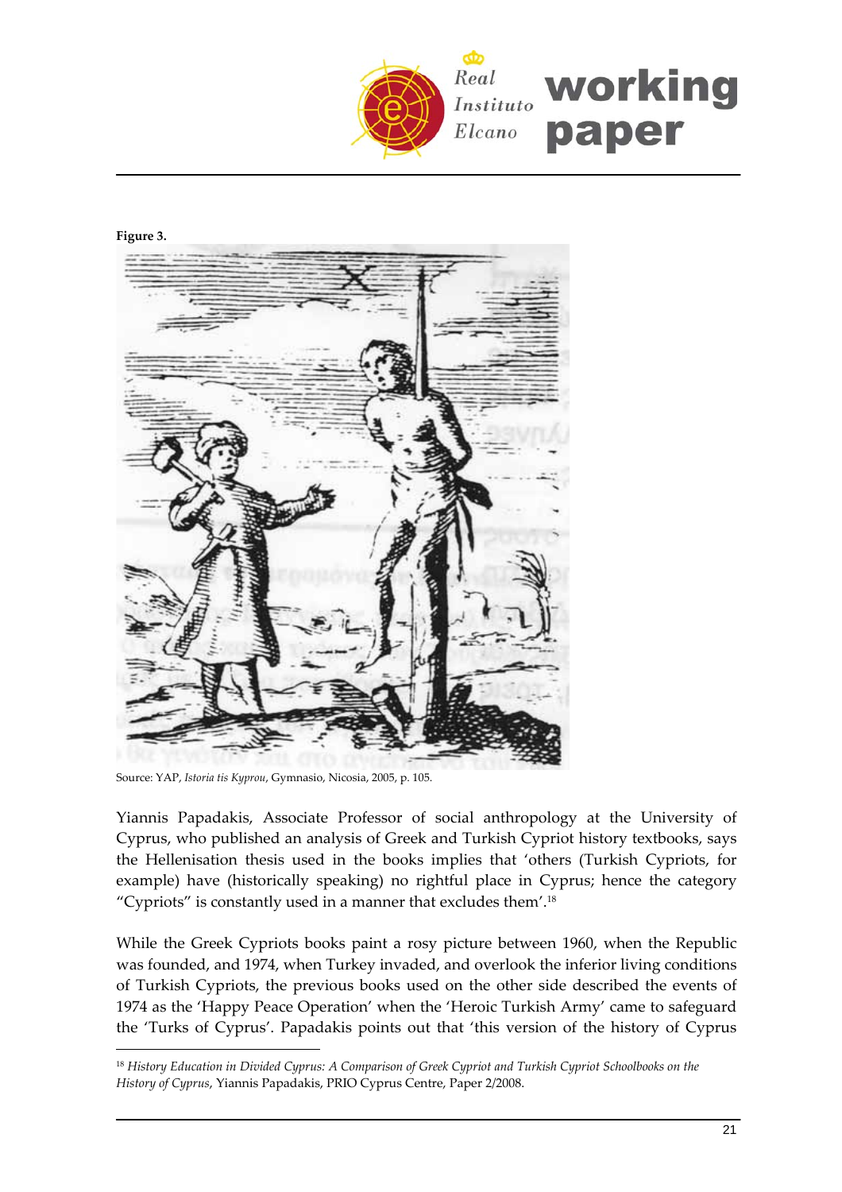**Figure 3.**

Source: YAP, *Istoria tis Kyprou*, Gymnasio, Nicosia, 2005, p. 105.

Yiannis Papadakis, Associate Professor of social anthropology at the University of Cyprus, who published an analysis of Greek and Turkish Cypriot history textbooks, says the Hellenisation thesis used in the books implies that 'others (Turkish Cypriots, for example) have (historically speaking) no rightful place in Cyprus; hence the category "Cypriots" is constantly used in a manner that excludes them'.[18]

While the Greek Cypriots books paint a rosy picture between 1960, when the Republic was founded, and 1974, when Turkey invaded, and overlook the inferior living conditions of Turkish Cypriots, the previous books used on the other side described the events of 1974 as the 'Happy Peace Operation' when the 'Heroic Turkish Army' came to safeguard the 'Turks of Cyprus'. Papadakis points out that 'this version of the history of Cyprus

[18] *History Education in Divided Cyprus: A Comparison of Greek Cypriot and Turkish Cypriot Schoolbooks on the History of Cyprus*, Yiannis Papadakis, PRIO Cyprus Centre, Paper 2/2008.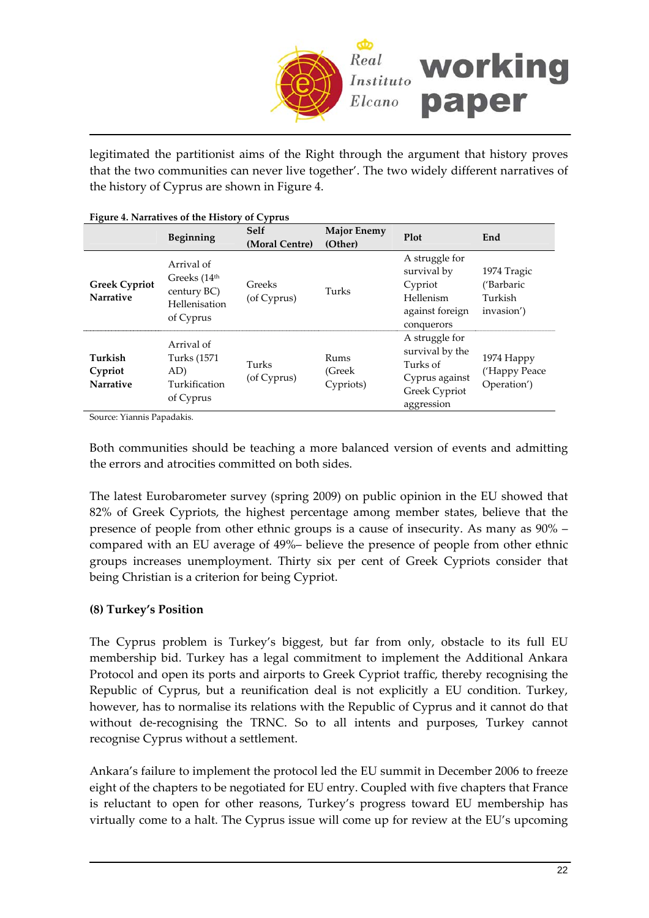legitimated the partitionist aims of the Right through the argument that history proves that the two communities can never live together'. The two widely different narratives of the history of Cyprus are shown in Figure 4.

**Figure 4. Narratives of the History of Cyprus**

| | Beginning | Self (Moral Centre) | Major Enemy (Other) | Plot | End |
|---|---|---|---|---|---|
| **Greek Cypriot Narrative** | Arrival of Greeks (14th century BC) Hellenisation of Cyprus | Greeks (of Cyprus) | Turks | A struggle for survival by Cypriot Hellenism against foreign conquerors | 1974 Tragic ('Barbaric Turkish invasion') |
| **Turkish Cypriot Narrative** | Arrival of Turks (1571 AD) Turkification of Cyprus | Turks (of Cyprus) | Rums (Greek Cypriots) | A struggle for survival by the Turks of Cyprus against Greek Cypriot aggression | 1974 Happy ('Happy Peace Operation') |

Source: Yiannis Papadakis.

Both communities should be teaching a more balanced version of events and admitting the errors and atrocities committed on both sides.

The latest Eurobarometer survey (spring 2009) on public opinion in the EU showed that 82% of Greek Cypriots, the highest percentage among member states, believe that the presence of people from other ethnic groups is a cause of insecurity. As many as 90% – compared with an EU average of 49%– believe the presence of people from other ethnic groups increases unemployment. Thirty six per cent of Greek Cypriots consider that being Christian is a criterion for being Cypriot.

**(8) Turkey's Position**

The Cyprus problem is Turkey's biggest, but far from only, obstacle to its full EU membership bid. Turkey has a legal commitment to implement the Additional Ankara Protocol and open its ports and airports to Greek Cypriot traffic, thereby recognising the Republic of Cyprus, but a reunification deal is not explicitly a EU condition. Turkey, however, has to normalise its relations with the Republic of Cyprus and it cannot do that without de-recognising the TRNC. So to all intents and purposes, Turkey cannot recognise Cyprus without a settlement.

Ankara's failure to implement the protocol led the EU summit in December 2006 to freeze eight of the chapters to be negotiated for EU entry. Coupled with five chapters that France is reluctant to open for other reasons, Turkey's progress toward EU membership has virtually come to a halt. The Cyprus issue will come up for review at the EU's upcoming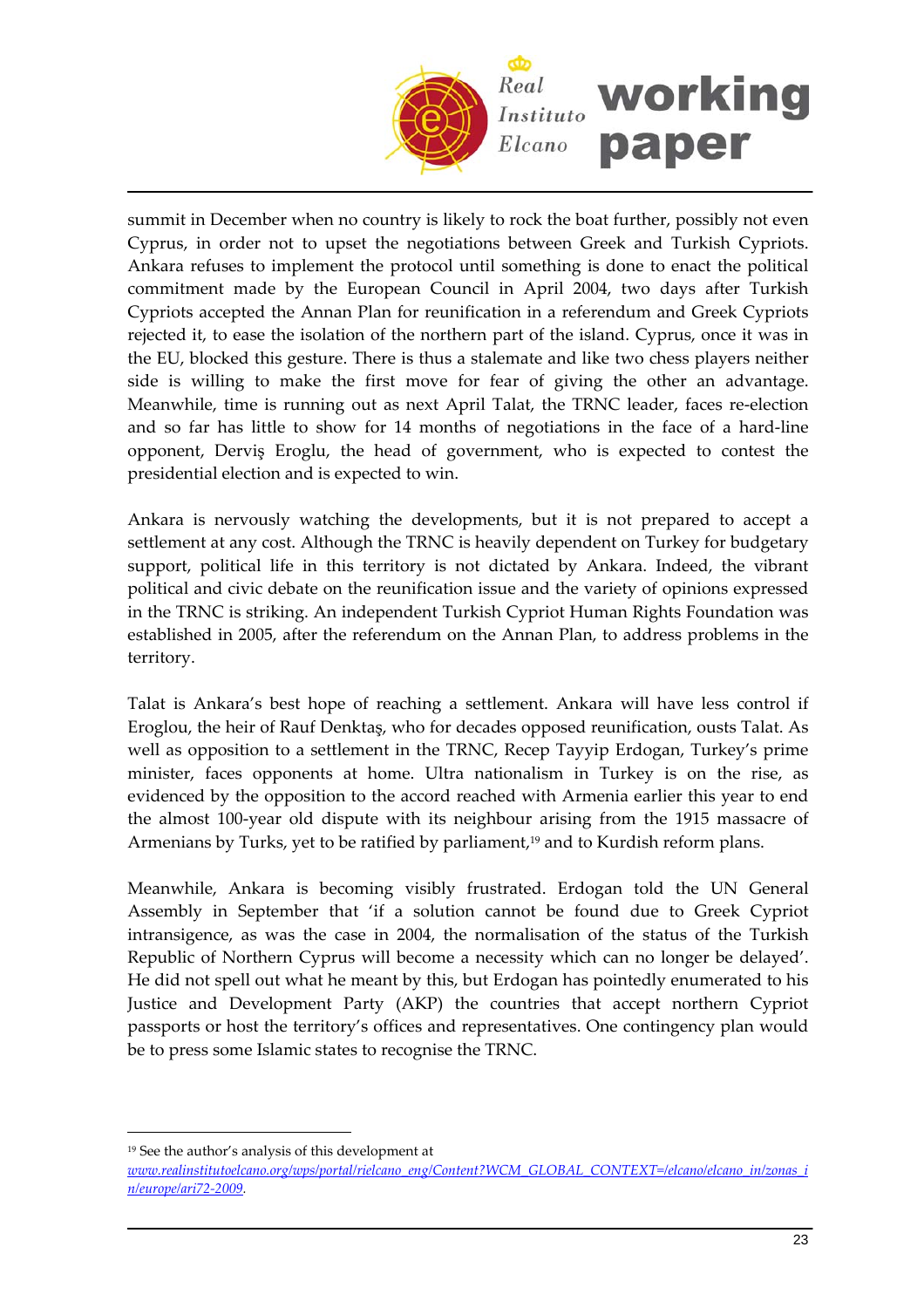summit in December when no country is likely to rock the boat further, possibly not even Cyprus, in order not to upset the negotiations between Greek and Turkish Cypriots. Ankara refuses to implement the protocol until something is done to enact the political commitment made by the European Council in April 2004, two days after Turkish Cypriots accepted the Annan Plan for reunification in a referendum and Greek Cypriots rejected it, to ease the isolation of the northern part of the island. Cyprus, once it was in the EU, blocked this gesture. There is thus a stalemate and like two chess players neither side is willing to make the first move for fear of giving the other an advantage. Meanwhile, time is running out as next April Talat, the TRNC leader, faces re-election and so far has little to show for 14 months of negotiations in the face of a hard-line opponent, Derviş Eroglu, the head of government, who is expected to contest the presidential election and is expected to win.

Ankara is nervously watching the developments, but it is not prepared to accept a settlement at any cost. Although the TRNC is heavily dependent on Turkey for budgetary support, political life in this territory is not dictated by Ankara. Indeed, the vibrant political and civic debate on the reunification issue and the variety of opinions expressed in the TRNC is striking. An independent Turkish Cypriot Human Rights Foundation was established in 2005, after the referendum on the Annan Plan, to address problems in the territory.

Talat is Ankara's best hope of reaching a settlement. Ankara will have less control if Eroglou, the heir of Rauf Denktaş, who for decades opposed reunification, ousts Talat. As well as opposition to a settlement in the TRNC, Recep Tayyip Erdogan, Turkey's prime minister, faces opponents at home. Ultra nationalism in Turkey is on the rise, as evidenced by the opposition to the accord reached with Armenia earlier this year to end the almost 100-year old dispute with its neighbour arising from the 1915 massacre of Armenians by Turks, yet to be ratified by parliament,[19] and to Kurdish reform plans.

Meanwhile, Ankara is becoming visibly frustrated. Erdogan told the UN General Assembly in September that 'if a solution cannot be found due to Greek Cypriot intransigence, as was the case in 2004, the normalisation of the status of the Turkish Republic of Northern Cyprus will become a necessity which can no longer be delayed'. He did not spell out what he meant by this, but Erdogan has pointedly enumerated to his Justice and Development Party (AKP) the countries that accept northern Cypriot passports or host the territory's offices and representatives. One contingency plan would be to press some Islamic states to recognise the TRNC.

---

[19] See the author's analysis of this development at *www.realinstitutoelcano.org/wps/portal/rielcano_eng/Content?WCM_GLOBAL_CONTEXT=/elcano/elcano_in/zonas_in/europe/ari72-2009*.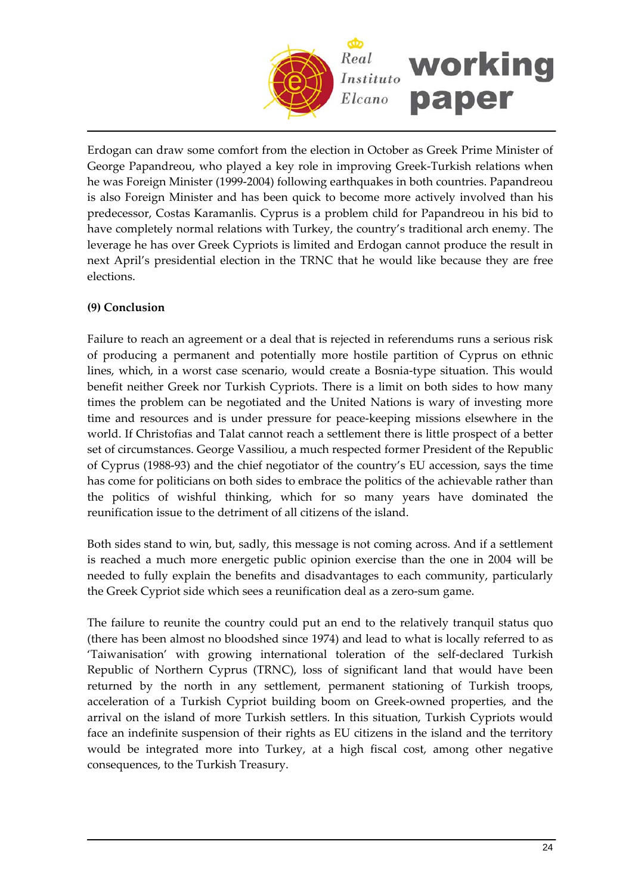Erdogan can draw some comfort from the election in October as Greek Prime Minister of George Papandreou, who played a key role in improving Greek-Turkish relations when he was Foreign Minister (1999-2004) following earthquakes in both countries. Papandreou is also Foreign Minister and has been quick to become more actively involved than his predecessor, Costas Karamanlis. Cyprus is a problem child for Papandreou in his bid to have completely normal relations with Turkey, the country's traditional arch enemy. The leverage he has over Greek Cypriots is limited and Erdogan cannot produce the result in next April's presidential election in the TRNC that he would like because they are free elections.

**(9) Conclusion**

Failure to reach an agreement or a deal that is rejected in referendums runs a serious risk of producing a permanent and potentially more hostile partition of Cyprus on ethnic lines, which, in a worst case scenario, would create a Bosnia-type situation. This would benefit neither Greek nor Turkish Cypriots. There is a limit on both sides to how many times the problem can be negotiated and the United Nations is wary of investing more time and resources and is under pressure for peace-keeping missions elsewhere in the world. If Christofias and Talat cannot reach a settlement there is little prospect of a better set of circumstances. George Vassiliou, a much respected former President of the Republic of Cyprus (1988-93) and the chief negotiator of the country's EU accession, says the time has come for politicians on both sides to embrace the politics of the achievable rather than the politics of wishful thinking, which for so many years have dominated the reunification issue to the detriment of all citizens of the island.

Both sides stand to win, but, sadly, this message is not coming across. And if a settlement is reached a much more energetic public opinion exercise than the one in 2004 will be needed to fully explain the benefits and disadvantages to each community, particularly the Greek Cypriot side which sees a reunification deal as a zero-sum game.

The failure to reunite the country could put an end to the relatively tranquil status quo (there has been almost no bloodshed since 1974) and lead to what is locally referred to as 'Taiwanisation' with growing international toleration of the self-declared Turkish Republic of Northern Cyprus (TRNC), loss of significant land that would have been returned by the north in any settlement, permanent stationing of Turkish troops, acceleration of a Turkish Cypriot building boom on Greek-owned properties, and the arrival on the island of more Turkish settlers. In this situation, Turkish Cypriots would face an indefinite suspension of their rights as EU citizens in the island and the territory would be integrated more into Turkey, at a high fiscal cost, among other negative consequences, to the Turkish Treasury.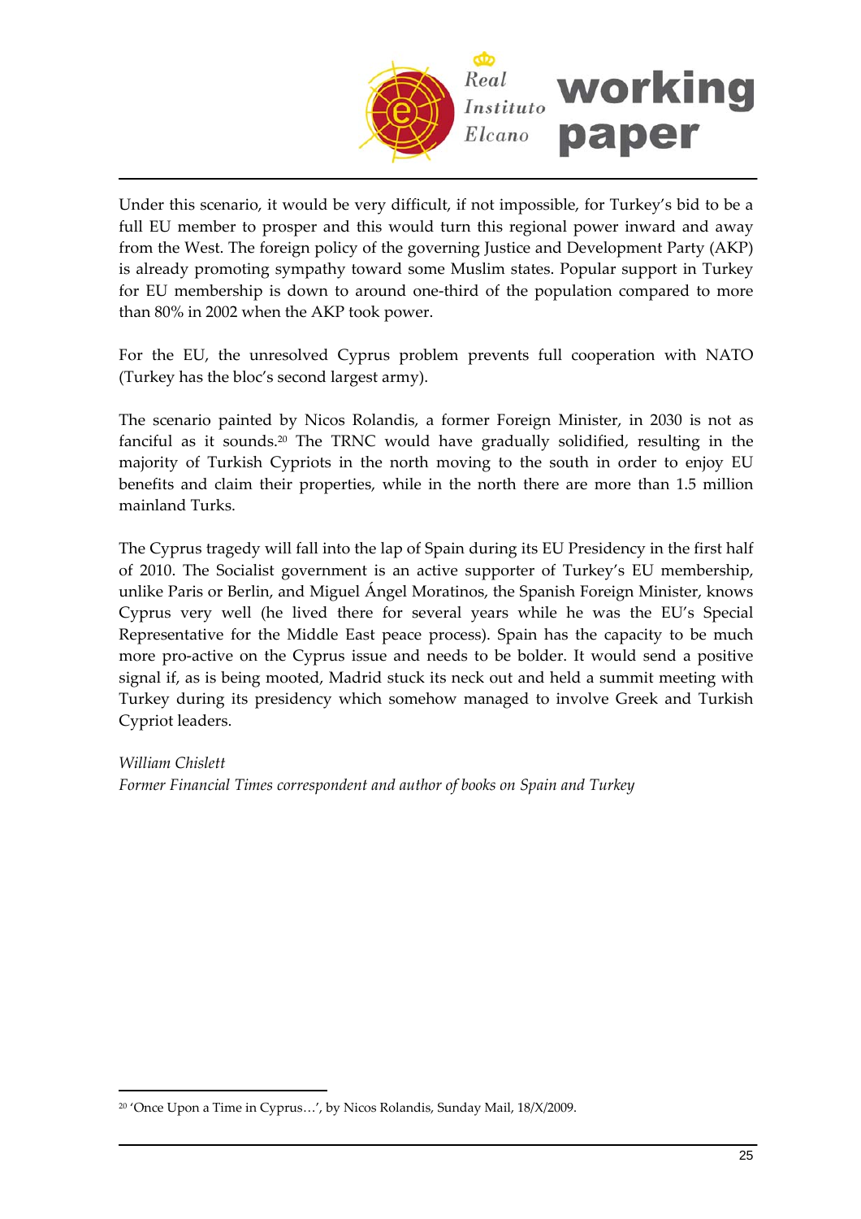Under this scenario, it would be very difficult, if not impossible, for Turkey's bid to be a full EU member to prosper and this would turn this regional power inward and away from the West. The foreign policy of the governing Justice and Development Party (AKP) is already promoting sympathy toward some Muslim states. Popular support in Turkey for EU membership is down to around one-third of the population compared to more than 80% in 2002 when the AKP took power.

For the EU, the unresolved Cyprus problem prevents full cooperation with NATO (Turkey has the bloc's second largest army).

The scenario painted by Nicos Rolandis, a former Foreign Minister, in 2030 is not as fanciful as it sounds.[20] The TRNC would have gradually solidified, resulting in the majority of Turkish Cypriots in the north moving to the south in order to enjoy EU benefits and claim their properties, while in the north there are more than 1.5 million mainland Turks.

The Cyprus tragedy will fall into the lap of Spain during its EU Presidency in the first half of 2010. The Socialist government is an active supporter of Turkey's EU membership, unlike Paris or Berlin, and Miguel Ángel Moratinos, the Spanish Foreign Minister, knows Cyprus very well (he lived there for several years while he was the EU's Special Representative for the Middle East peace process). Spain has the capacity to be much more pro-active on the Cyprus issue and needs to be bolder. It would send a positive signal if, as is being mooted, Madrid stuck its neck out and held a summit meeting with Turkey during its presidency which somehow managed to involve Greek and Turkish Cypriot leaders.

*William Chislett*
*Former Financial Times correspondent and author of books on Spain and Turkey*

[20] 'Once Upon a Time in Cyprus…', by Nicos Rolandis, Sunday Mail, 18/X/2009.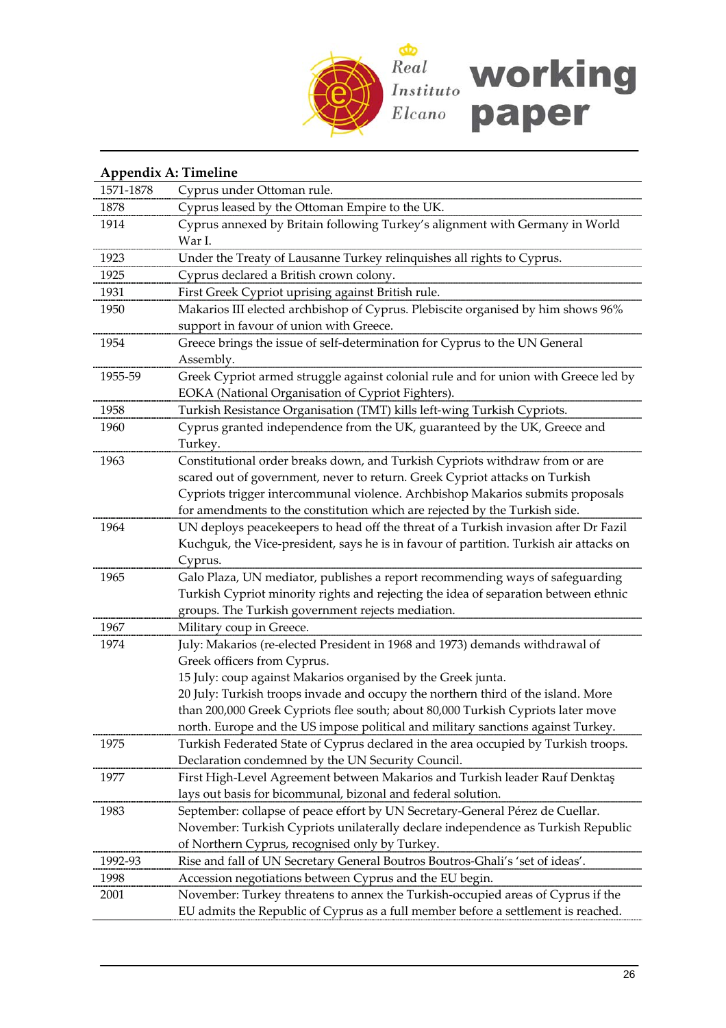## Appendix A: Timeline

| | |
|---|---|
| 1571-1878 | Cyprus under Ottoman rule. |
| 1878 | Cyprus leased by the Ottoman Empire to the UK. |
| 1914 | Cyprus annexed by Britain following Turkey's alignment with Germany in World War I. |
| 1923 | Under the Treaty of Lausanne Turkey relinquishes all rights to Cyprus. |
| 1925 | Cyprus declared a British crown colony. |
| 1931 | First Greek Cypriot uprising against British rule. |
| 1950 | Makarios III elected archbishop of Cyprus. Plebiscite organised by him shows 96% support in favour of union with Greece. |
| 1954 | Greece brings the issue of self-determination for Cyprus to the UN General Assembly. |
| 1955-59 | Greek Cypriot armed struggle against colonial rule and for union with Greece led by EOKA (National Organisation of Cypriot Fighters). |
| 1958 | Turkish Resistance Organisation (TMT) kills left-wing Turkish Cypriots. |
| 1960 | Cyprus granted independence from the UK, guaranteed by the UK, Greece and Turkey. |
| 1963 | Constitutional order breaks down, and Turkish Cypriots withdraw from or are scared out of government, never to return. Greek Cypriot attacks on Turkish Cypriots trigger intercommunal violence. Archbishop Makarios submits proposals for amendments to the constitution which are rejected by the Turkish side. |
| 1964 | UN deploys peacekeepers to head off the threat of a Turkish invasion after Dr Fazil Kuchguk, the Vice-president, says he is in favour of partition. Turkish air attacks on Cyprus. |
| 1965 | Galo Plaza, UN mediator, publishes a report recommending ways of safeguarding Turkish Cypriot minority rights and rejecting the idea of separation between ethnic groups. The Turkish government rejects mediation. |
| 1967 | Military coup in Greece. |
| 1974 | July: Makarios (re-elected President in 1968 and 1973) demands withdrawal of Greek officers from Cyprus.<br>15 July: coup against Makarios organised by the Greek junta.<br>20 July: Turkish troops invade and occupy the northern third of the island. More than 200,000 Greek Cypriots flee south; about 80,000 Turkish Cypriots later move north. Europe and the US impose political and military sanctions against Turkey. |
| 1975 | Turkish Federated State of Cyprus declared in the area occupied by Turkish troops. Declaration condemned by the UN Security Council. |
| 1977 | First High-Level Agreement between Makarios and Turkish leader Rauf Denktaş lays out basis for bicommunal, bizonal and federal solution. |
| 1983 | September: collapse of peace effort by UN Secretary-General Pérez de Cuellar.<br>November: Turkish Cypriots unilaterally declare independence as Turkish Republic of Northern Cyprus, recognised only by Turkey. |
| 1992-93 | Rise and fall of UN Secretary General Boutros Boutros-Ghali's 'set of ideas'. |
| 1998 | Accession negotiations between Cyprus and the EU begin. |
| 2001 | November: Turkey threatens to annex the Turkish-occupied areas of Cyprus if the EU admits the Republic of Cyprus as a full member before a settlement is reached. |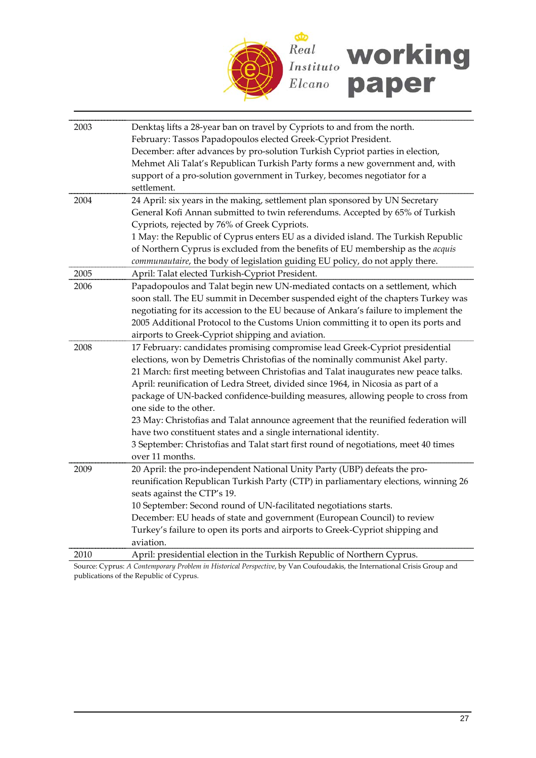| | |
|---|---|
| 2003 | Denktaş lifts a 28-year ban on travel by Cypriots to and from the north.<br>February: Tassos Papadopoulos elected Greek-Cypriot President.<br>December: after advances by pro-solution Turkish Cypriot parties in election, Mehmet Ali Talat's Republican Turkish Party forms a new government and, with support of a pro-solution government in Turkey, becomes negotiator for a settlement. |
| 2004 | 24 April: six years in the making, settlement plan sponsored by UN Secretary General Kofi Annan submitted to twin referendums. Accepted by 65% of Turkish Cypriots, rejected by 76% of Greek Cypriots.<br>1 May: the Republic of Cyprus enters EU as a divided island. The Turkish Republic of Northern Cyprus is excluded from the benefits of EU membership as the *acquis communautaire*, the body of legislation guiding EU policy, do not apply there. |
| 2005 | April: Talat elected Turkish-Cypriot President. |
| 2006 | Papadopoulos and Talat begin new UN-mediated contacts on a settlement, which soon stall. The EU summit in December suspended eight of the chapters Turkey was negotiating for its accession to the EU because of Ankara's failure to implement the 2005 Additional Protocol to the Customs Union committing it to open its ports and airports to Greek-Cypriot shipping and aviation. |
| 2008 | 17 February: candidates promising compromise lead Greek-Cypriot presidential elections, won by Demetris Christofias of the nominally communist Akel party.<br>21 March: first meeting between Christofias and Talat inaugurates new peace talks.<br>April: reunification of Ledra Street, divided since 1964, in Nicosia as part of a package of UN-backed confidence-building measures, allowing people to cross from one side to the other.<br>23 May: Christofias and Talat announce agreement that the reunified federation will have two constituent states and a single international identity.<br>3 September: Christofias and Talat start first round of negotiations, meet 40 times over 11 months. |
| 2009 | 20 April: the pro-independent National Unity Party (UBP) defeats the pro-reunification Republican Turkish Party (CTP) in parliamentary elections, winning 26 seats against the CTP's 19.<br>10 September: Second round of UN-facilitated negotiations starts.<br>December: EU heads of state and government (European Council) to review Turkey's failure to open its ports and airports to Greek-Cypriot shipping and aviation. |
| 2010 | April: presidential election in the Turkish Republic of Northern Cyprus. |

Source: Cyprus: *A Contemporary Problem in Historical Perspective*, by Van Coufoudakis, the International Crisis Group and publications of the Republic of Cyprus.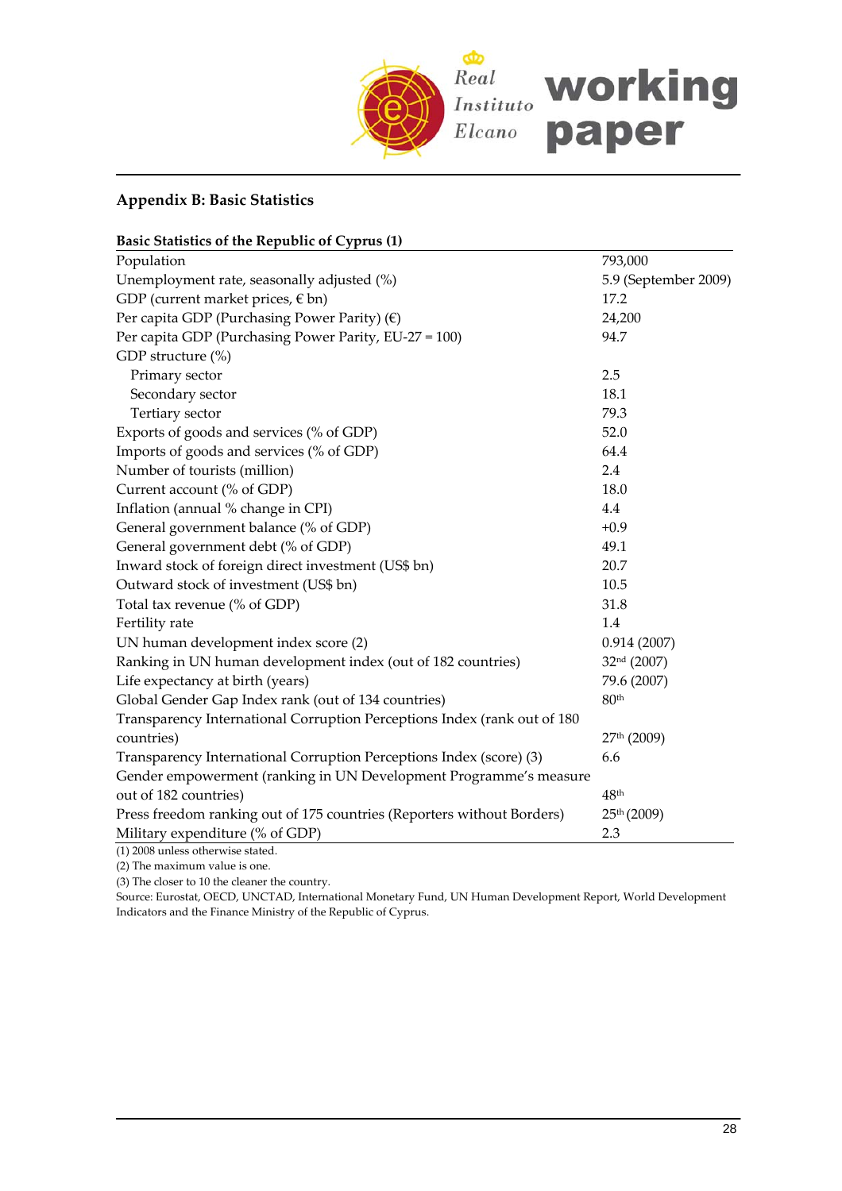## Appendix B: Basic Statistics

**Basic Statistics of the Republic of Cyprus (1)**

| | |
|---|---|
| Population | 793,000 |
| Unemployment rate, seasonally adjusted (%) | 5.9 (September 2009) |
| GDP (current market prices, € bn) | 17.2 |
| Per capita GDP (Purchasing Power Parity) (€) | 24,200 |
| Per capita GDP (Purchasing Power Parity, EU-27 = 100) | 94.7 |
| GDP structure (%) | |
| Primary sector | 2.5 |
| Secondary sector | 18.1 |
| Tertiary sector | 79.3 |
| Exports of goods and services (% of GDP) | 52.0 |
| Imports of goods and services (% of GDP) | 64.4 |
| Number of tourists (million) | 2.4 |
| Current account (% of GDP) | 18.0 |
| Inflation (annual % change in CPI) | 4.4 |
| General government balance (% of GDP) | +0.9 |
| General government debt (% of GDP) | 49.1 |
| Inward stock of foreign direct investment (US$ bn) | 20.7 |
| Outward stock of investment (US$ bn) | 10.5 |
| Total tax revenue (% of GDP) | 31.8 |
| Fertility rate | 1.4 |
| UN human development index score (2) | 0.914 (2007) |
| Ranking in UN human development index (out of 182 countries) | 32nd (2007) |
| Life expectancy at birth (years) | 79.6 (2007) |
| Global Gender Gap Index rank (out of 134 countries) | 80th |
| Transparency International Corruption Perceptions Index (rank out of 180 countries) | 27th (2009) |
| Transparency International Corruption Perceptions Index (score) (3) | 6.6 |
| Gender empowerment (ranking in UN Development Programme's measure out of 182 countries) | 48th |
| Press freedom ranking out of 175 countries (Reporters without Borders) | 25th (2009) |
| Military expenditure (% of GDP) | 2.3 |

(1) 2008 unless otherwise stated.
(2) The maximum value is one.
(3) The closer to 10 the cleaner the country.
Source: Eurostat, OECD, UNCTAD, International Monetary Fund, UN Human Development Report, World Development Indicators and the Finance Ministry of the Republic of Cyprus.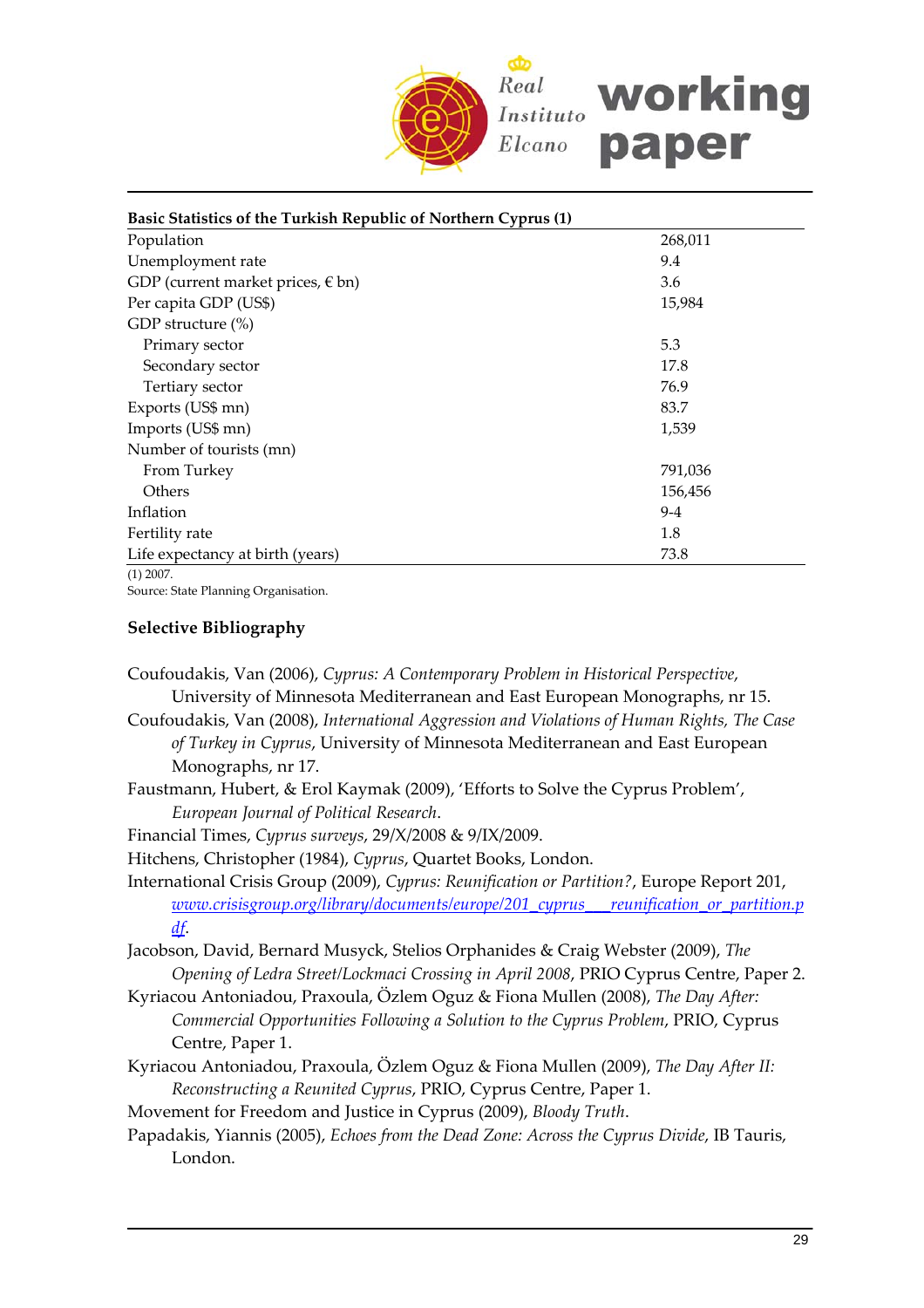| Basic Statistics of the Turkish Republic of Northern Cyprus (1) | |
|---|---|
| Population | 268,011 |
| Unemployment rate | 9.4 |
| GDP (current market prices, € bn) | 3.6 |
| Per capita GDP (US$) | 15,984 |
| GDP structure (%) | |
| Primary sector | 5.3 |
| Secondary sector | 17.8 |
| Tertiary sector | 76.9 |
| Exports (US$ mn) | 83.7 |
| Imports (US$ mn) | 1,539 |
| Number of tourists (mn) | |
| From Turkey | 791,036 |
| Others | 156,456 |
| Inflation | 9-4 |
| Fertility rate | 1.8 |
| Life expectancy at birth (years) | 73.8 |

(1) 2007.
Source: State Planning Organisation.

### Selective Bibliography

Coufoudakis, Van (2006), *Cyprus: A Contemporary Problem in Historical Perspective*, University of Minnesota Mediterranean and East European Monographs, nr 15.

Coufoudakis, Van (2008), *International Aggression and Violations of Human Rights, The Case of Turkey in Cyprus*, University of Minnesota Mediterranean and East European Monographs, nr 17.

Faustmann, Hubert, & Erol Kaymak (2009), 'Efforts to Solve the Cyprus Problem', *European Journal of Political Research*.

Financial Times, *Cyprus surveys*, 29/X/2008 & 9/IX/2009.

Hitchens, Christopher (1984), *Cyprus*, Quartet Books, London.

International Crisis Group (2009), *Cyprus: Reunification or Partition?*, Europe Report 201, www.crisisgroup.org/library/documents/europe/201_cyprus___reunification_or_partition.pdf.

Jacobson, David, Bernard Musyck, Stelios Orphanides & Craig Webster (2009), *The Opening of Ledra Street/Lockmaci Crossing in April 2008*, PRIO Cyprus Centre, Paper 2.

Kyriacou Antoniadou, Praxoula, Özlem Oguz & Fiona Mullen (2008), *The Day After: Commercial Opportunities Following a Solution to the Cyprus Problem*, PRIO, Cyprus Centre, Paper 1.

Kyriacou Antoniadou, Praxoula, Özlem Oguz & Fiona Mullen (2009), *The Day After II: Reconstructing a Reunited Cyprus*, PRIO, Cyprus Centre, Paper 1.

Movement for Freedom and Justice in Cyprus (2009), *Bloody Truth*.

Papadakis, Yiannis (2005), *Echoes from the Dead Zone: Across the Cyprus Divide*, IB Tauris, London.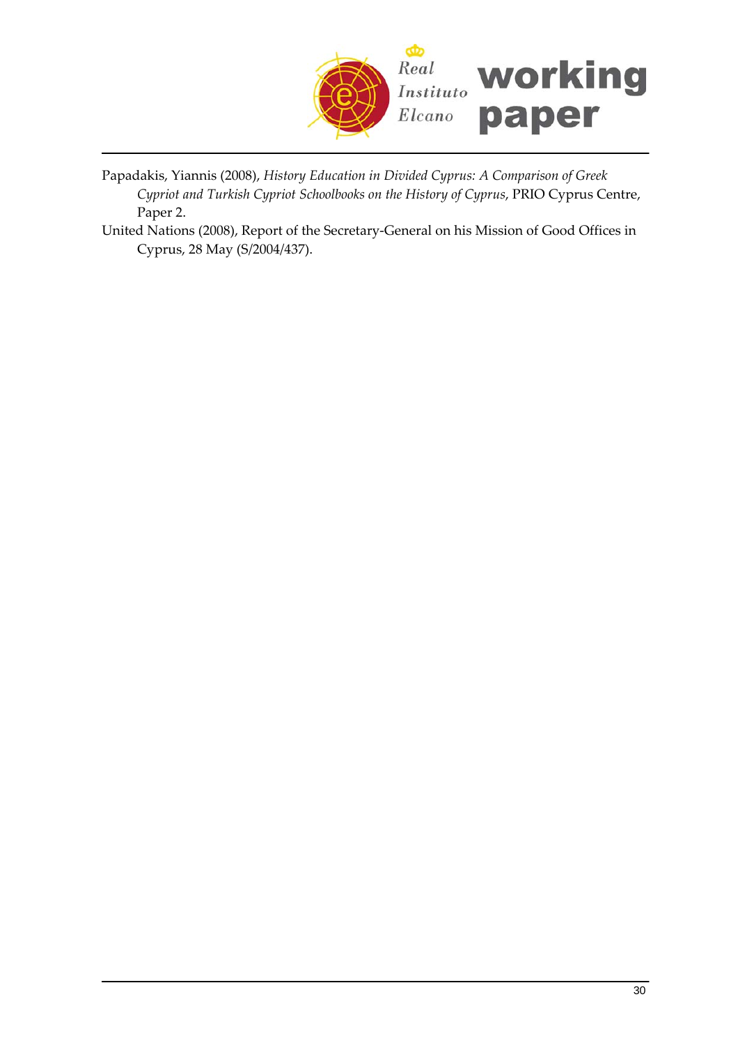Papadakis, Yiannis (2008), *History Education in Divided Cyprus: A Comparison of Greek Cypriot and Turkish Cypriot Schoolbooks on the History of Cyprus*, PRIO Cyprus Centre, Paper 2.

United Nations (2008), Report of the Secretary-General on his Mission of Good Offices in Cyprus, 28 May (S/2004/437).